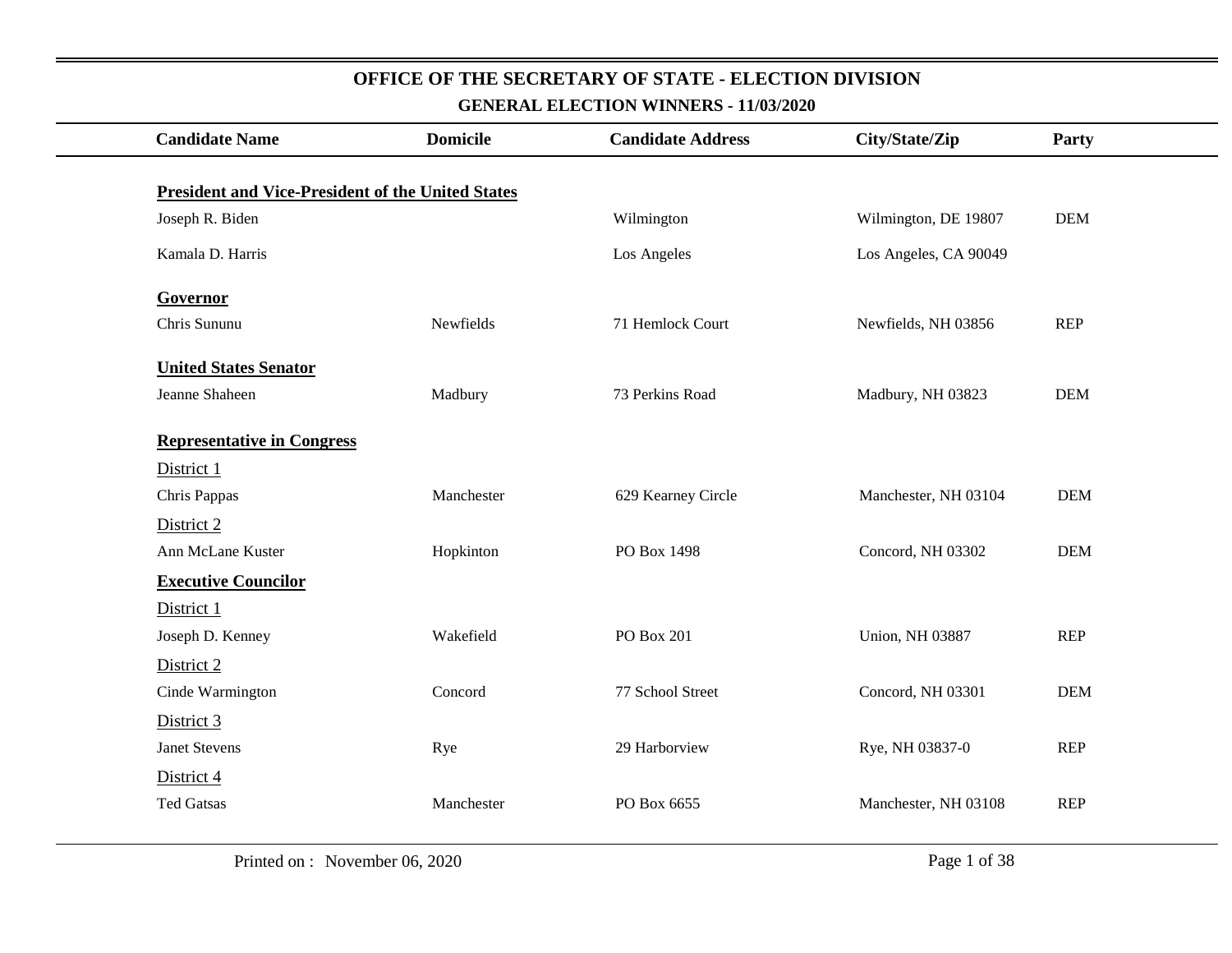# OFFICE OF THE SECRETARY OF STATE - ELECTION DIVISION

## GENERAL ELECTION WINNERS - 11/03/2020

| Candidate Name | Domicile | Candidate Address | City/State/Zip | Party |
|---|---|---|---|---|
| **President and Vice-President of the United States** | | | | |
| Joseph R. Biden | | Wilmington | Wilmington, DE 19807 | DEM |
| Kamala D. Harris | | Los Angeles | Los Angeles, CA 90049 | |
| **Governor** | | | | |
| Chris Sununu | Newfields | 71 Hemlock Court | Newfields, NH 03856 | REP |
| **United States Senator** | | | | |
| Jeanne Shaheen | Madbury | 73 Perkins Road | Madbury, NH 03823 | DEM |
| **Representative in Congress** | | | | |
| District 1 | | | | |
| Chris Pappas | Manchester | 629 Kearney Circle | Manchester, NH 03104 | DEM |
| District 2 | | | | |
| Ann McLane Kuster | Hopkinton | PO Box 1498 | Concord, NH 03302 | DEM |
| **Executive Councilor** | | | | |
| District 1 | | | | |
| Joseph D. Kenney | Wakefield | PO Box 201 | Union, NH 03887 | REP |
| District 2 | | | | |
| Cinde Warmington | Concord | 77 School Street | Concord, NH 03301 | DEM |
| District 3 | | | | |
| Janet Stevens | Rye | 29 Harborview | Rye, NH 03837-0 | REP |
| District 4 | | | | |
| Ted Gatsas | Manchester | PO Box 6655 | Manchester, NH 03108 | REP |

Printed on : November 06, 2020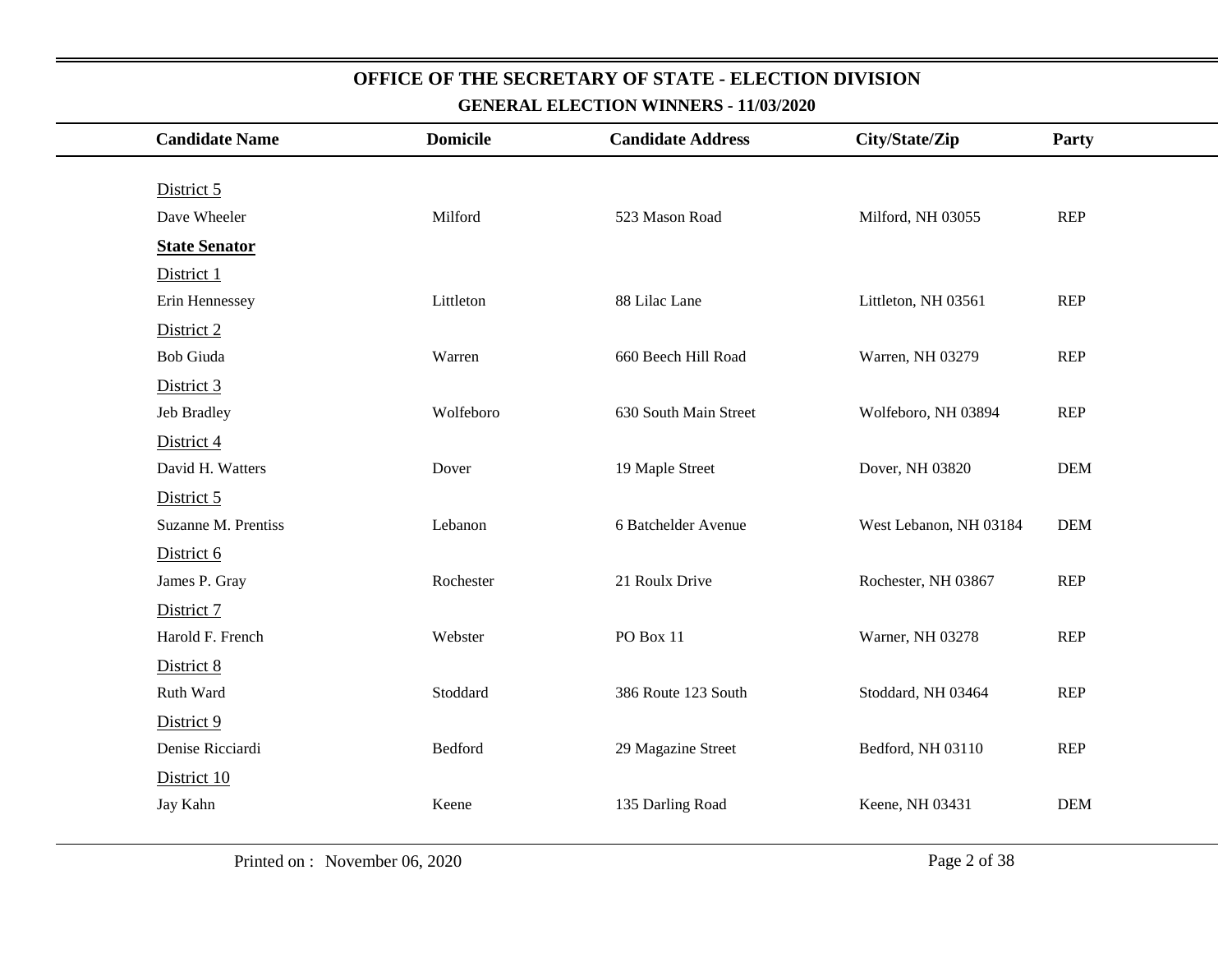# OFFICE OF THE SECRETARY OF STATE - ELECTION DIVISION

## GENERAL ELECTION WINNERS - 11/03/2020

| Candidate Name | Domicile | Candidate Address | City/State/Zip | Party |
|---|---|---|---|---|
| District 5 | | | | |
| Dave Wheeler | Milford | 523 Mason Road | Milford, NH 03055 | REP |
| **State Senator** | | | | |
| District 1 | | | | |
| Erin Hennessey | Littleton | 88 Lilac Lane | Littleton, NH 03561 | REP |
| District 2 | | | | |
| Bob Giuda | Warren | 660 Beech Hill Road | Warren, NH 03279 | REP |
| District 3 | | | | |
| Jeb Bradley | Wolfeboro | 630 South Main Street | Wolfeboro, NH 03894 | REP |
| District 4 | | | | |
| David H. Watters | Dover | 19 Maple Street | Dover, NH 03820 | DEM |
| District 5 | | | | |
| Suzanne M. Prentiss | Lebanon | 6 Batchelder Avenue | West Lebanon, NH 03184 | DEM |
| District 6 | | | | |
| James P. Gray | Rochester | 21 Roulx Drive | Rochester, NH 03867 | REP |
| District 7 | | | | |
| Harold F. French | Webster | PO Box 11 | Warner, NH 03278 | REP |
| District 8 | | | | |
| Ruth Ward | Stoddard | 386 Route 123 South | Stoddard, NH 03464 | REP |
| District 9 | | | | |
| Denise Ricciardi | Bedford | 29 Magazine Street | Bedford, NH 03110 | REP |
| District 10 | | | | |
| Jay Kahn | Keene | 135 Darling Road | Keene, NH 03431 | DEM |

Printed on : November 06, 2020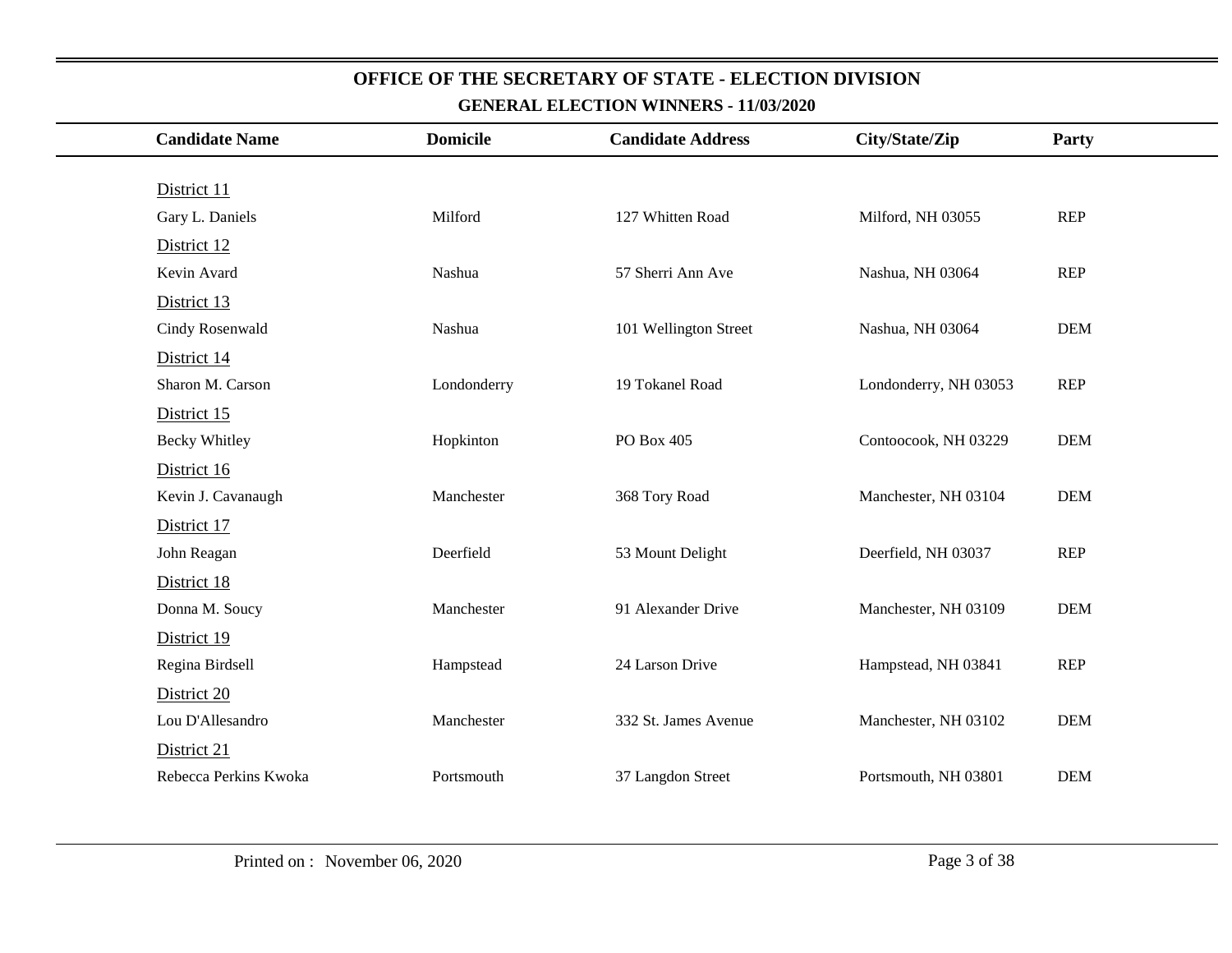## OFFICE OF THE SECRETARY OF STATE - ELECTION DIVISION

### GENERAL ELECTION WINNERS - 11/03/2020

| Candidate Name | Domicile | Candidate Address | City/State/Zip | Party |
|---|---|---|---|---|
| District 11 | | | | |
| Gary L. Daniels | Milford | 127 Whitten Road | Milford, NH 03055 | REP |
| District 12 | | | | |
| Kevin Avard | Nashua | 57 Sherri Ann Ave | Nashua, NH 03064 | REP |
| District 13 | | | | |
| Cindy Rosenwald | Nashua | 101 Wellington Street | Nashua, NH 03064 | DEM |
| District 14 | | | | |
| Sharon M. Carson | Londonderry | 19 Tokanel Road | Londonderry, NH 03053 | REP |
| District 15 | | | | |
| Becky Whitley | Hopkinton | PO Box 405 | Contoocook, NH 03229 | DEM |
| District 16 | | | | |
| Kevin J. Cavanaugh | Manchester | 368 Tory Road | Manchester, NH 03104 | DEM |
| District 17 | | | | |
| John Reagan | Deerfield | 53 Mount Delight | Deerfield, NH 03037 | REP |
| District 18 | | | | |
| Donna M. Soucy | Manchester | 91 Alexander Drive | Manchester, NH 03109 | DEM |
| District 19 | | | | |
| Regina Birdsell | Hampstead | 24 Larson Drive | Hampstead, NH 03841 | REP |
| District 20 | | | | |
| Lou D'Allesandro | Manchester | 332 St. James Avenue | Manchester, NH 03102 | DEM |
| District 21 | | | | |
| Rebecca Perkins Kwoka | Portsmouth | 37 Langdon Street | Portsmouth, NH 03801 | DEM |

Printed on : November 06, 2020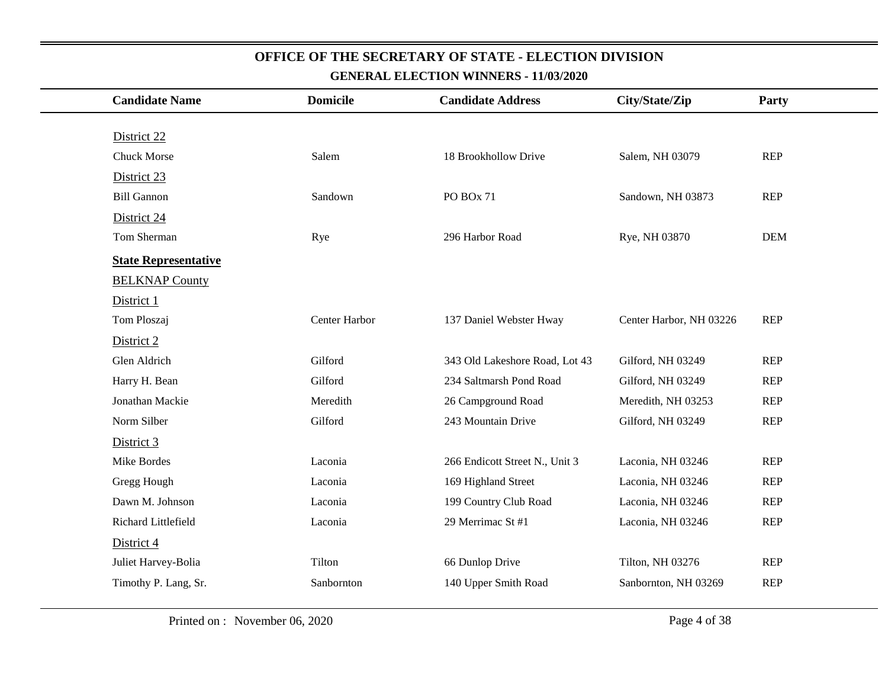# OFFICE OF THE SECRETARY OF STATE - ELECTION DIVISION

## GENERAL ELECTION WINNERS - 11/03/2020

| Candidate Name | Domicile | Candidate Address | City/State/Zip | Party |
|---|---|---|---|---|
| District 22 | | | | |
| Chuck Morse | Salem | 18 Brookhollow Drive | Salem, NH 03079 | REP |
| District 23 | | | | |
| Bill Gannon | Sandown | PO BOx 71 | Sandown, NH 03873 | REP |
| District 24 | | | | |
| Tom Sherman | Rye | 296 Harbor Road | Rye, NH 03870 | DEM |
| **State Representative** | | | | |
| BELKNAP County | | | | |
| District 1 | | | | |
| Tom Ploszaj | Center Harbor | 137 Daniel Webster Hway | Center Harbor, NH 03226 | REP |
| District 2 | | | | |
| Glen Aldrich | Gilford | 343 Old Lakeshore Road, Lot 43 | Gilford, NH 03249 | REP |
| Harry H. Bean | Gilford | 234 Saltmarsh Pond Road | Gilford, NH 03249 | REP |
| Jonathan Mackie | Meredith | 26 Campground Road | Meredith, NH 03253 | REP |
| Norm Silber | Gilford | 243 Mountain Drive | Gilford, NH 03249 | REP |
| District 3 | | | | |
| Mike Bordes | Laconia | 266 Endicott Street N., Unit 3 | Laconia, NH 03246 | REP |
| Gregg Hough | Laconia | 169 Highland Street | Laconia, NH 03246 | REP |
| Dawn M. Johnson | Laconia | 199 Country Club Road | Laconia, NH 03246 | REP |
| Richard Littlefield | Laconia | 29 Merrimac St #1 | Laconia, NH 03246 | REP |
| District 4 | | | | |
| Juliet Harvey-Bolia | Tilton | 66 Dunlop Drive | Tilton, NH 03276 | REP |
| Timothy P. Lang, Sr. | Sanbornton | 140 Upper Smith Road | Sanbornton, NH 03269 | REP |

Printed on : November 06, 2020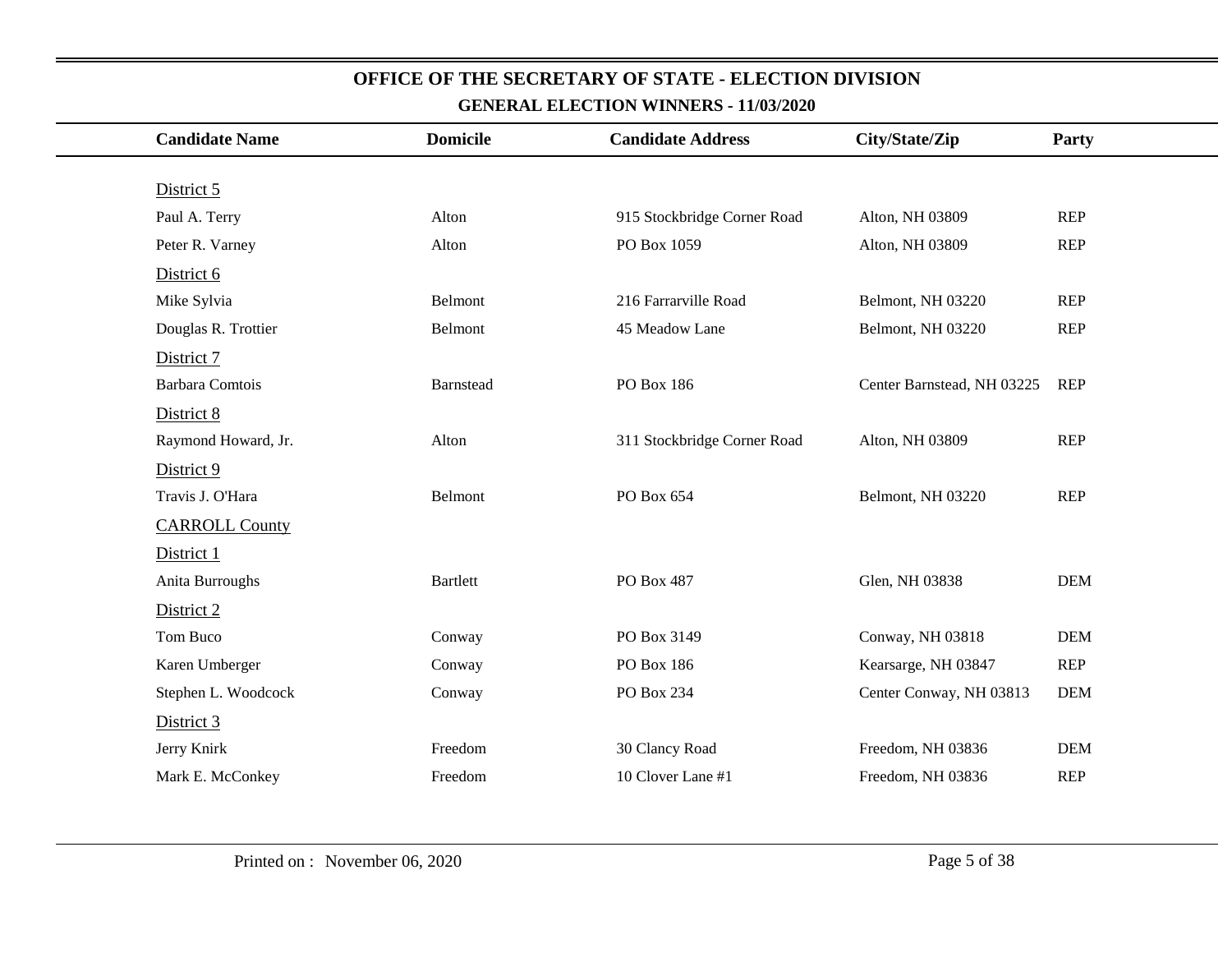# OFFICE OF THE SECRETARY OF STATE - ELECTION DIVISION

## GENERAL ELECTION WINNERS - 11/03/2020

| Candidate Name | Domicile | Candidate Address | City/State/Zip | Party |
|---|---|---|---|---|
| District 5 | | | | |
| Paul A. Terry | Alton | 915 Stockbridge Corner Road | Alton, NH 03809 | REP |
| Peter R. Varney | Alton | PO Box 1059 | Alton, NH 03809 | REP |
| District 6 | | | | |
| Mike Sylvia | Belmont | 216 Farrarville Road | Belmont, NH 03220 | REP |
| Douglas R. Trottier | Belmont | 45 Meadow Lane | Belmont, NH 03220 | REP |
| District 7 | | | | |
| Barbara Comtois | Barnstead | PO Box 186 | Center Barnstead, NH 03225 | REP |
| District 8 | | | | |
| Raymond Howard, Jr. | Alton | 311 Stockbridge Corner Road | Alton, NH 03809 | REP |
| District 9 | | | | |
| Travis J. O'Hara | Belmont | PO Box 654 | Belmont, NH 03220 | REP |
| CARROLL County | | | | |
| District 1 | | | | |
| Anita Burroughs | Bartlett | PO Box 487 | Glen, NH 03838 | DEM |
| District 2 | | | | |
| Tom Buco | Conway | PO Box 3149 | Conway, NH 03818 | DEM |
| Karen Umberger | Conway | PO Box 186 | Kearsarge, NH 03847 | REP |
| Stephen L. Woodcock | Conway | PO Box 234 | Center Conway, NH 03813 | DEM |
| District 3 | | | | |
| Jerry Knirk | Freedom | 30 Clancy Road | Freedom, NH 03836 | DEM |
| Mark E. McConkey | Freedom | 10 Clover Lane #1 | Freedom, NH 03836 | REP |

Printed on : November 06, 2020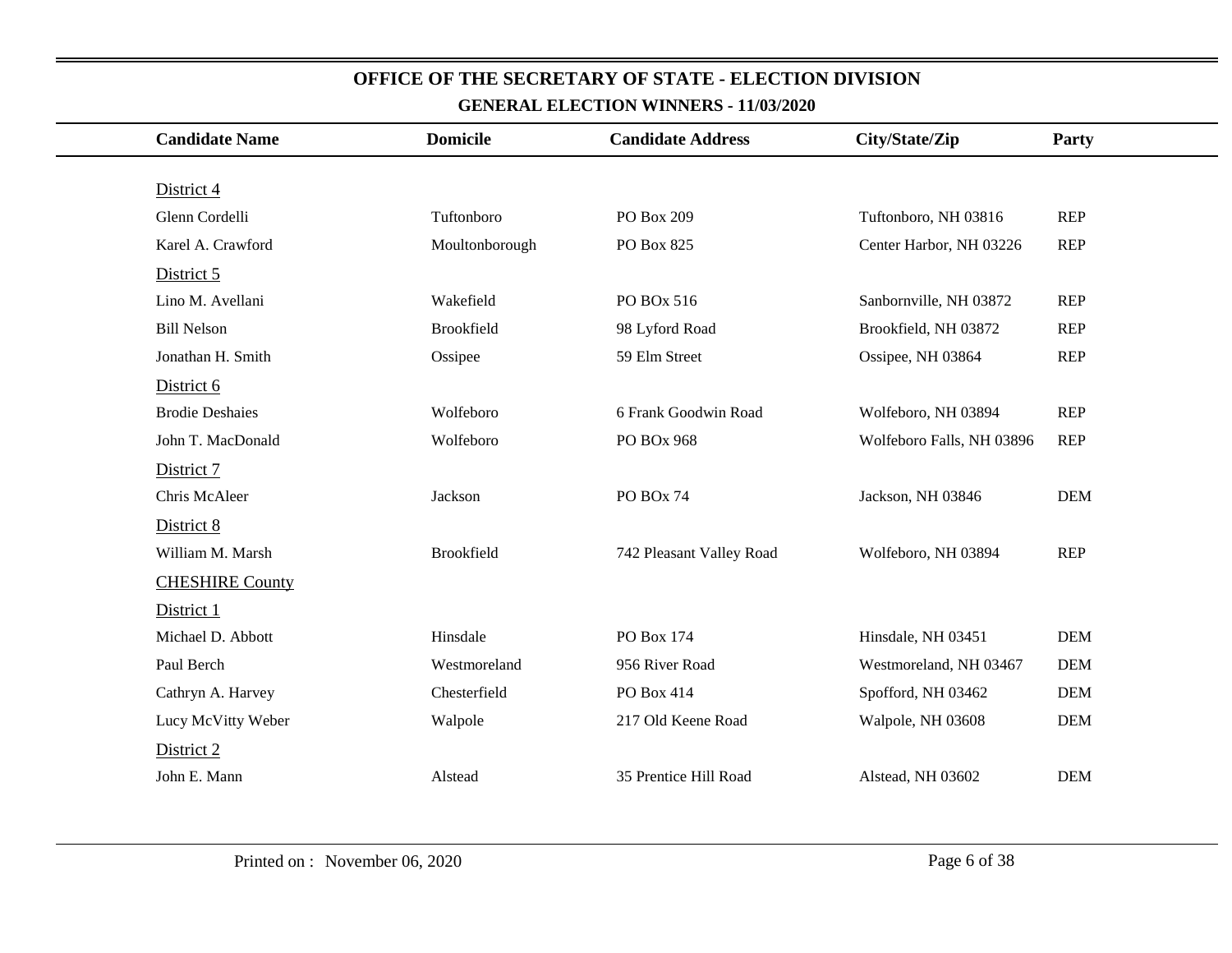# OFFICE OF THE SECRETARY OF STATE - ELECTION DIVISION

## GENERAL ELECTION WINNERS - 11/03/2020

| Candidate Name | Domicile | Candidate Address | City/State/Zip | Party |
|---|---|---|---|---|
| District 4 | | | | |
| Glenn Cordelli | Tuftonboro | PO Box 209 | Tuftonboro, NH 03816 | REP |
| Karel A. Crawford | Moultonborough | PO Box 825 | Center Harbor, NH 03226 | REP |
| District 5 | | | | |
| Lino M. Avellani | Wakefield | PO BOx 516 | Sanbornville, NH 03872 | REP |
| Bill Nelson | Brookfield | 98 Lyford Road | Brookfield, NH 03872 | REP |
| Jonathan H. Smith | Ossipee | 59 Elm Street | Ossipee, NH 03864 | REP |
| District 6 | | | | |
| Brodie Deshaies | Wolfeboro | 6 Frank Goodwin Road | Wolfeboro, NH 03894 | REP |
| John T. MacDonald | Wolfeboro | PO BOx 968 | Wolfeboro Falls, NH 03896 | REP |
| District 7 | | | | |
| Chris McAleer | Jackson | PO BOx 74 | Jackson, NH 03846 | DEM |
| District 8 | | | | |
| William M. Marsh | Brookfield | 742 Pleasant Valley Road | Wolfeboro, NH 03894 | REP |
| CHESHIRE County | | | | |
| District 1 | | | | |
| Michael D. Abbott | Hinsdale | PO Box 174 | Hinsdale, NH 03451 | DEM |
| Paul Berch | Westmoreland | 956 River Road | Westmoreland, NH 03467 | DEM |
| Cathryn A. Harvey | Chesterfield | PO Box 414 | Spofford, NH 03462 | DEM |
| Lucy McVitty Weber | Walpole | 217 Old Keene Road | Walpole, NH 03608 | DEM |
| District 2 | | | | |
| John E. Mann | Alstead | 35 Prentice Hill Road | Alstead, NH 03602 | DEM |

Printed on : November 06, 2020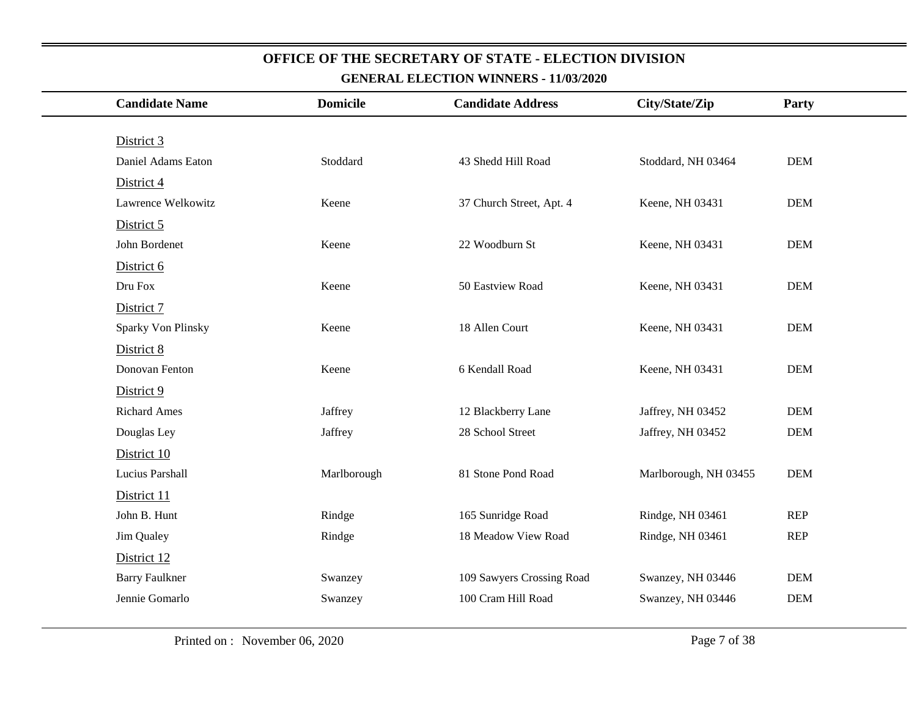# OFFICE OF THE SECRETARY OF STATE - ELECTION DIVISION

## GENERAL ELECTION WINNERS - 11/03/2020

| Candidate Name | Domicile | Candidate Address | City/State/Zip | Party |
|---|---|---|---|---|
| District 3 | | | | |
| Daniel Adams Eaton | Stoddard | 43 Shedd Hill Road | Stoddard, NH 03464 | DEM |
| District 4 | | | | |
| Lawrence Welkowitz | Keene | 37 Church Street, Apt. 4 | Keene, NH 03431 | DEM |
| District 5 | | | | |
| John Bordenet | Keene | 22 Woodburn St | Keene, NH 03431 | DEM |
| District 6 | | | | |
| Dru Fox | Keene | 50 Eastview Road | Keene, NH 03431 | DEM |
| District 7 | | | | |
| Sparky Von Plinsky | Keene | 18 Allen Court | Keene, NH 03431 | DEM |
| District 8 | | | | |
| Donovan Fenton | Keene | 6 Kendall Road | Keene, NH 03431 | DEM |
| District 9 | | | | |
| Richard Ames | Jaffrey | 12 Blackberry Lane | Jaffrey, NH 03452 | DEM |
| Douglas Ley | Jaffrey | 28 School Street | Jaffrey, NH 03452 | DEM |
| District 10 | | | | |
| Lucius Parshall | Marlborough | 81 Stone Pond Road | Marlborough, NH 03455 | DEM |
| District 11 | | | | |
| John B. Hunt | Rindge | 165 Sunridge Road | Rindge, NH 03461 | REP |
| Jim Qualey | Rindge | 18 Meadow View Road | Rindge, NH 03461 | REP |
| District 12 | | | | |
| Barry Faulkner | Swanzey | 109 Sawyers Crossing Road | Swanzey, NH 03446 | DEM |
| Jennie Gomarlo | Swanzey | 100 Cram Hill Road | Swanzey, NH 03446 | DEM |

Printed on : November 06, 2020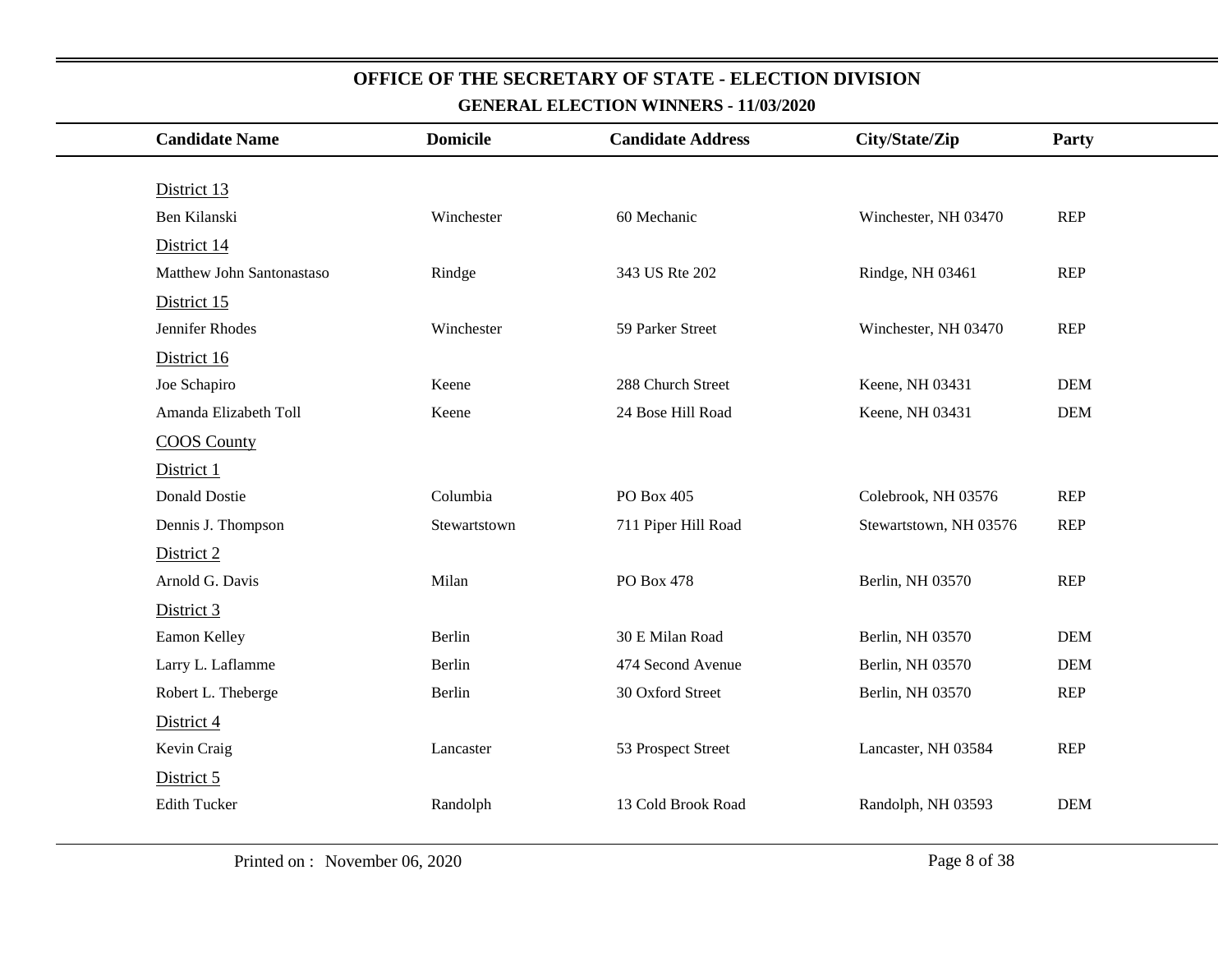# OFFICE OF THE SECRETARY OF STATE - ELECTION DIVISION

## GENERAL ELECTION WINNERS - 11/03/2020

| Candidate Name | Domicile | Candidate Address | City/State/Zip | Party |
|---|---|---|---|---|
| District 13 | | | | |
| Ben Kilanski | Winchester | 60 Mechanic | Winchester, NH 03470 | REP |
| District 14 | | | | |
| Matthew John Santonastaso | Rindge | 343 US Rte 202 | Rindge, NH 03461 | REP |
| District 15 | | | | |
| Jennifer Rhodes | Winchester | 59 Parker Street | Winchester, NH 03470 | REP |
| District 16 | | | | |
| Joe Schapiro | Keene | 288 Church Street | Keene, NH 03431 | DEM |
| Amanda Elizabeth Toll | Keene | 24 Bose Hill Road | Keene, NH 03431 | DEM |
| COOS County | | | | |
| District 1 | | | | |
| Donald Dostie | Columbia | PO Box 405 | Colebrook, NH 03576 | REP |
| Dennis J. Thompson | Stewartstown | 711 Piper Hill Road | Stewartstown, NH 03576 | REP |
| District 2 | | | | |
| Arnold G. Davis | Milan | PO Box 478 | Berlin, NH 03570 | REP |
| District 3 | | | | |
| Eamon Kelley | Berlin | 30 E Milan Road | Berlin, NH 03570 | DEM |
| Larry L. Laflamme | Berlin | 474 Second Avenue | Berlin, NH 03570 | DEM |
| Robert L. Theberge | Berlin | 30 Oxford Street | Berlin, NH 03570 | REP |
| District 4 | | | | |
| Kevin Craig | Lancaster | 53 Prospect Street | Lancaster, NH 03584 | REP |
| District 5 | | | | |
| Edith Tucker | Randolph | 13 Cold Brook Road | Randolph, NH 03593 | DEM |

Printed on : November 06, 2020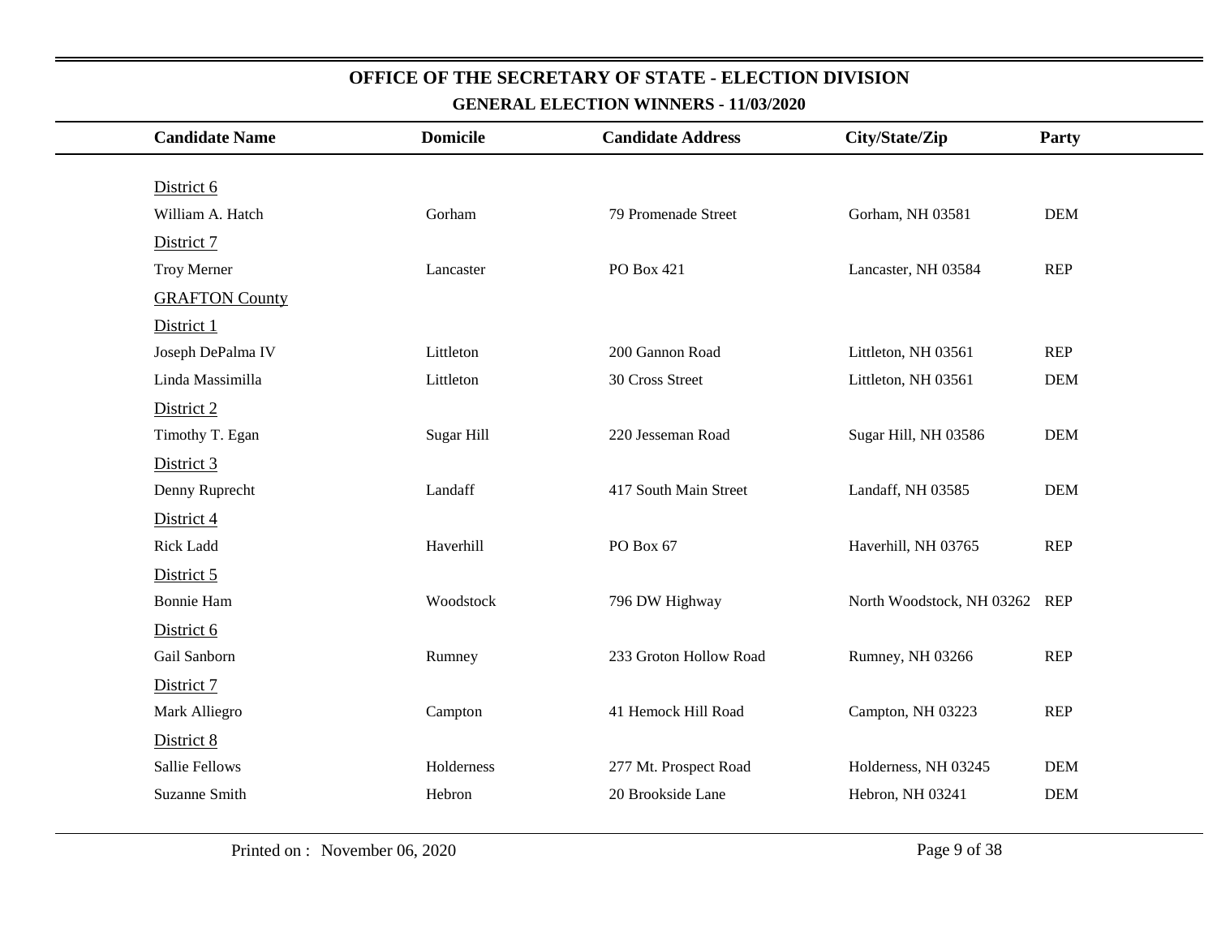**OFFICE OF THE SECRETARY OF STATE - ELECTION DIVISION**

**GENERAL ELECTION WINNERS - 11/03/2020**

| Candidate Name | Domicile | Candidate Address | City/State/Zip | Party |
|---|---|---|---|---|
| District 6 | | | | |
| William A. Hatch | Gorham | 79 Promenade Street | Gorham, NH 03581 | DEM |
| District 7 | | | | |
| Troy Merner | Lancaster | PO Box 421 | Lancaster, NH 03584 | REP |
| GRAFTON County | | | | |
| District 1 | | | | |
| Joseph DePalma IV | Littleton | 200 Gannon Road | Littleton, NH 03561 | REP |
| Linda Massimilla | Littleton | 30 Cross Street | Littleton, NH 03561 | DEM |
| District 2 | | | | |
| Timothy T. Egan | Sugar Hill | 220 Jesseman Road | Sugar Hill, NH 03586 | DEM |
| District 3 | | | | |
| Denny Ruprecht | Landaff | 417 South Main Street | Landaff, NH 03585 | DEM |
| District 4 | | | | |
| Rick Ladd | Haverhill | PO Box 67 | Haverhill, NH 03765 | REP |
| District 5 | | | | |
| Bonnie Ham | Woodstock | 796 DW Highway | North Woodstock, NH 03262 | REP |
| District 6 | | | | |
| Gail Sanborn | Rumney | 233 Groton Hollow Road | Rumney, NH 03266 | REP |
| District 7 | | | | |
| Mark Alliegro | Campton | 41 Hemock Hill Road | Campton, NH 03223 | REP |
| District 8 | | | | |
| Sallie Fellows | Holderness | 277 Mt. Prospect Road | Holderness, NH 03245 | DEM |
| Suzanne Smith | Hebron | 20 Brookside Lane | Hebron, NH 03241 | DEM |

Printed on : November 06, 2020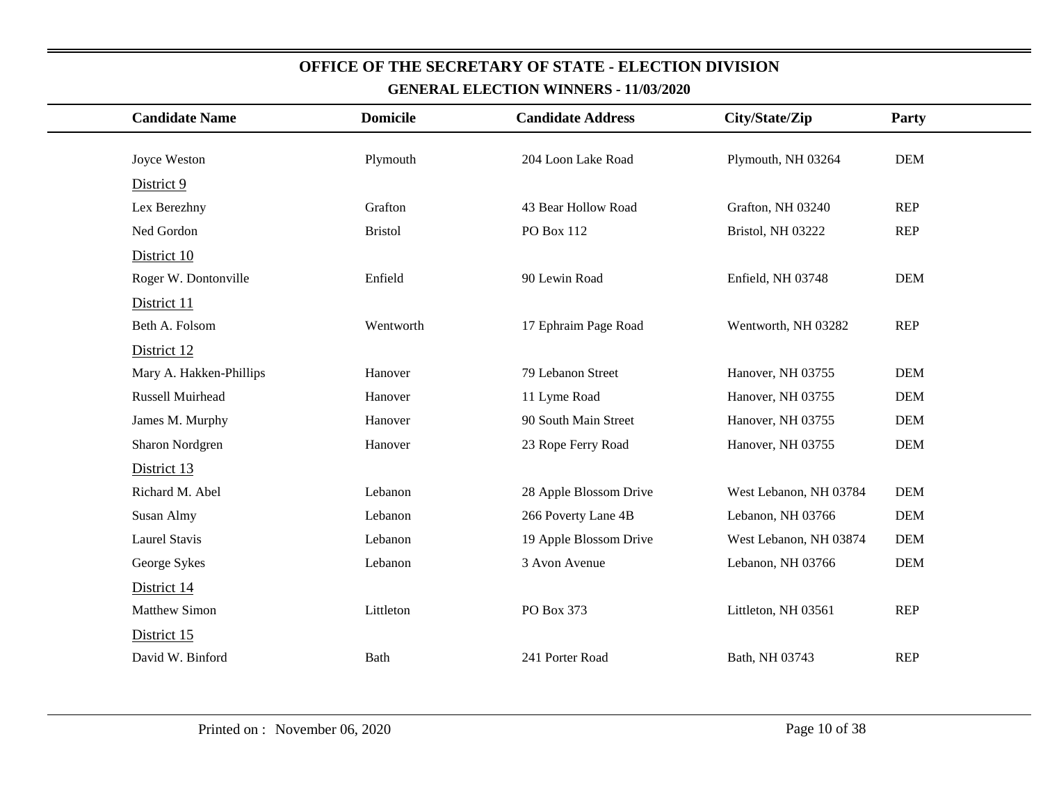## OFFICE OF THE SECRETARY OF STATE - ELECTION DIVISION

### GENERAL ELECTION WINNERS - 11/03/2020

| Candidate Name | Domicile | Candidate Address | City/State/Zip | Party |
|---|---|---|---|---|
| Joyce Weston | Plymouth | 204 Loon Lake Road | Plymouth, NH 03264 | DEM |
| District 9 | | | | |
| Lex Berezhny | Grafton | 43 Bear Hollow Road | Grafton, NH 03240 | REP |
| Ned Gordon | Bristol | PO Box 112 | Bristol, NH 03222 | REP |
| District 10 | | | | |
| Roger W. Dontonville | Enfield | 90 Lewin Road | Enfield, NH 03748 | DEM |
| District 11 | | | | |
| Beth A. Folsom | Wentworth | 17 Ephraim Page Road | Wentworth, NH 03282 | REP |
| District 12 | | | | |
| Mary A. Hakken-Phillips | Hanover | 79 Lebanon Street | Hanover, NH 03755 | DEM |
| Russell Muirhead | Hanover | 11 Lyme Road | Hanover, NH 03755 | DEM |
| James M. Murphy | Hanover | 90 South Main Street | Hanover, NH 03755 | DEM |
| Sharon Nordgren | Hanover | 23 Rope Ferry Road | Hanover, NH 03755 | DEM |
| District 13 | | | | |
| Richard M. Abel | Lebanon | 28 Apple Blossom Drive | West Lebanon, NH 03784 | DEM |
| Susan Almy | Lebanon | 266 Poverty Lane 4B | Lebanon, NH 03766 | DEM |
| Laurel Stavis | Lebanon | 19 Apple Blossom Drive | West Lebanon, NH 03874 | DEM |
| George Sykes | Lebanon | 3 Avon Avenue | Lebanon, NH 03766 | DEM |
| District 14 | | | | |
| Matthew Simon | Littleton | PO Box 373 | Littleton, NH 03561 | REP |
| District 15 | | | | |
| David W. Binford | Bath | 241 Porter Road | Bath, NH 03743 | REP |

Printed on : November 06, 2020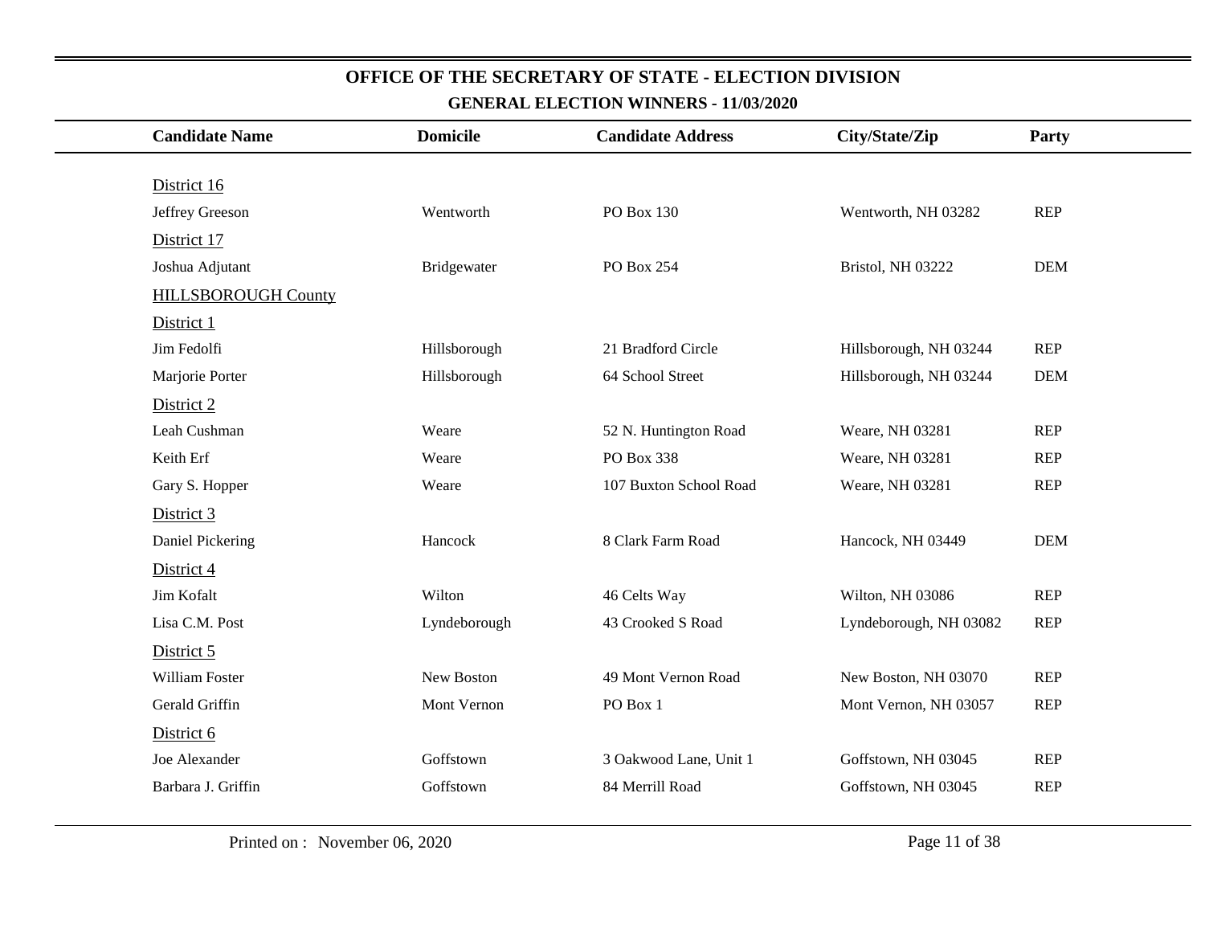# OFFICE OF THE SECRETARY OF STATE - ELECTION DIVISION

## GENERAL ELECTION WINNERS - 11/03/2020

| Candidate Name | Domicile | Candidate Address | City/State/Zip | Party |
|---|---|---|---|---|
| District 16 | | | | |
| Jeffrey Greeson | Wentworth | PO Box 130 | Wentworth, NH 03282 | REP |
| District 17 | | | | |
| Joshua Adjutant | Bridgewater | PO Box 254 | Bristol, NH 03222 | DEM |
| HILLSBOROUGH County | | | | |
| District 1 | | | | |
| Jim Fedolfi | Hillsborough | 21 Bradford Circle | Hillsborough, NH 03244 | REP |
| Marjorie Porter | Hillsborough | 64 School Street | Hillsborough, NH 03244 | DEM |
| District 2 | | | | |
| Leah Cushman | Weare | 52 N. Huntington Road | Weare, NH 03281 | REP |
| Keith Erf | Weare | PO Box 338 | Weare, NH 03281 | REP |
| Gary S. Hopper | Weare | 107 Buxton School Road | Weare, NH 03281 | REP |
| District 3 | | | | |
| Daniel Pickering | Hancock | 8 Clark Farm Road | Hancock, NH 03449 | DEM |
| District 4 | | | | |
| Jim Kofalt | Wilton | 46 Celts Way | Wilton, NH 03086 | REP |
| Lisa C.M. Post | Lyndeborough | 43 Crooked S Road | Lyndeborough, NH 03082 | REP |
| District 5 | | | | |
| William Foster | New Boston | 49 Mont Vernon Road | New Boston, NH 03070 | REP |
| Gerald Griffin | Mont Vernon | PO Box 1 | Mont Vernon, NH 03057 | REP |
| District 6 | | | | |
| Joe Alexander | Goffstown | 3 Oakwood Lane, Unit 1 | Goffstown, NH 03045 | REP |
| Barbara J. Griffin | Goffstown | 84 Merrill Road | Goffstown, NH 03045 | REP |

Printed on : November 06, 2020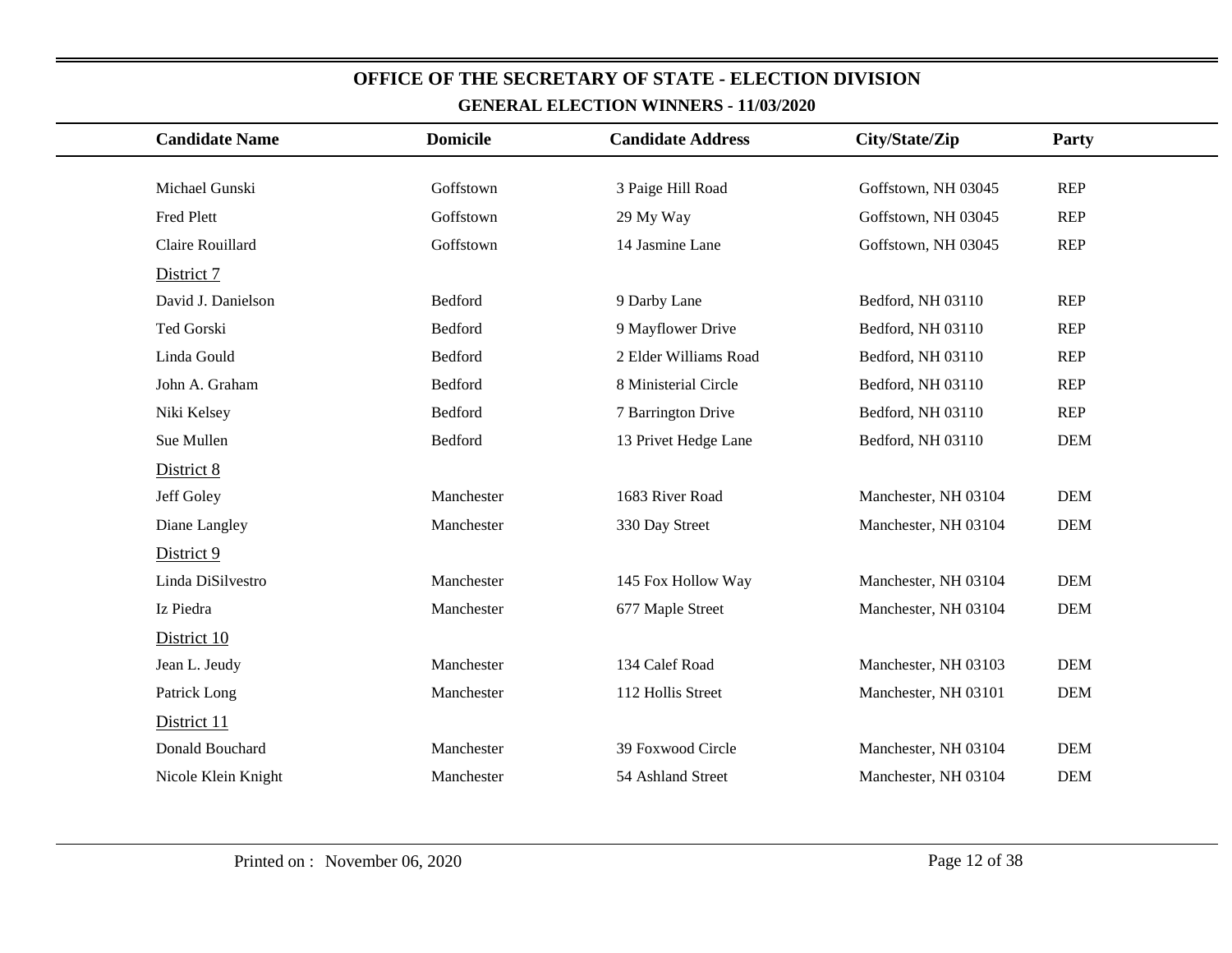# OFFICE OF THE SECRETARY OF STATE - ELECTION DIVISION

## GENERAL ELECTION WINNERS - 11/03/2020

| Candidate Name | Domicile | Candidate Address | City/State/Zip | Party |
|---|---|---|---|---|
| Michael Gunski | Goffstown | 3 Paige Hill Road | Goffstown, NH 03045 | REP |
| Fred Plett | Goffstown | 29 My Way | Goffstown, NH 03045 | REP |
| Claire Rouillard | Goffstown | 14 Jasmine Lane | Goffstown, NH 03045 | REP |
| District 7 | | | | |
| David J. Danielson | Bedford | 9 Darby Lane | Bedford, NH 03110 | REP |
| Ted Gorski | Bedford | 9 Mayflower Drive | Bedford, NH 03110 | REP |
| Linda Gould | Bedford | 2 Elder Williams Road | Bedford, NH 03110 | REP |
| John A. Graham | Bedford | 8 Ministerial Circle | Bedford, NH 03110 | REP |
| Niki Kelsey | Bedford | 7 Barrington Drive | Bedford, NH 03110 | REP |
| Sue Mullen | Bedford | 13 Privet Hedge Lane | Bedford, NH 03110 | DEM |
| District 8 | | | | |
| Jeff Goley | Manchester | 1683 River Road | Manchester, NH 03104 | DEM |
| Diane Langley | Manchester | 330 Day Street | Manchester, NH 03104 | DEM |
| District 9 | | | | |
| Linda DiSilvestro | Manchester | 145 Fox Hollow Way | Manchester, NH 03104 | DEM |
| Iz Piedra | Manchester | 677 Maple Street | Manchester, NH 03104 | DEM |
| District 10 | | | | |
| Jean L. Jeudy | Manchester | 134 Calef Road | Manchester, NH 03103 | DEM |
| Patrick Long | Manchester | 112 Hollis Street | Manchester, NH 03101 | DEM |
| District 11 | | | | |
| Donald Bouchard | Manchester | 39 Foxwood Circle | Manchester, NH 03104 | DEM |
| Nicole Klein Knight | Manchester | 54 Ashland Street | Manchester, NH 03104 | DEM |

Printed on : November 06, 2020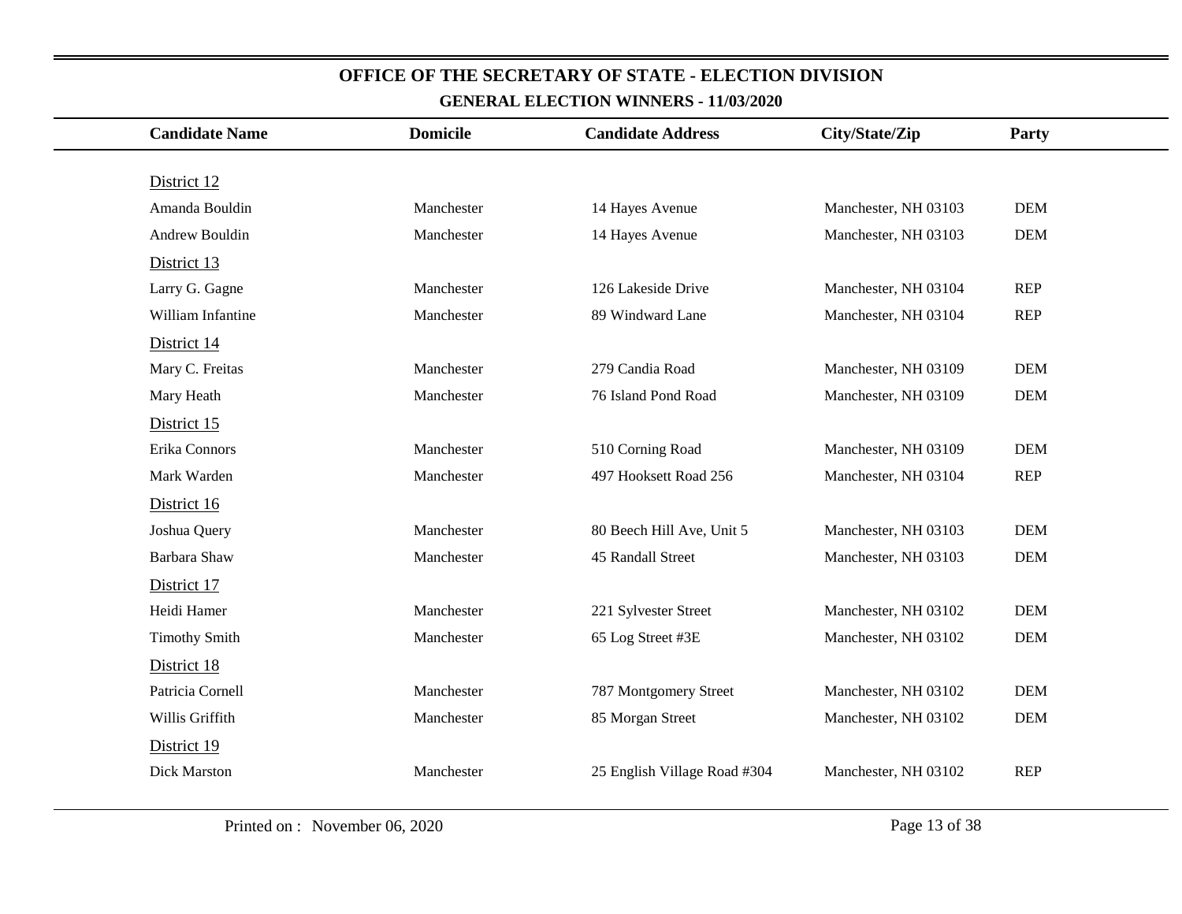# OFFICE OF THE SECRETARY OF STATE - ELECTION DIVISION

## GENERAL ELECTION WINNERS - 11/03/2020

| Candidate Name | Domicile | Candidate Address | City/State/Zip | Party |
|---|---|---|---|---|
| District 12 | | | | |
| Amanda Bouldin | Manchester | 14 Hayes Avenue | Manchester, NH 03103 | DEM |
| Andrew Bouldin | Manchester | 14 Hayes Avenue | Manchester, NH 03103 | DEM |
| District 13 | | | | |
| Larry G. Gagne | Manchester | 126 Lakeside Drive | Manchester, NH 03104 | REP |
| William Infantine | Manchester | 89 Windward Lane | Manchester, NH 03104 | REP |
| District 14 | | | | |
| Mary C. Freitas | Manchester | 279 Candia Road | Manchester, NH 03109 | DEM |
| Mary Heath | Manchester | 76 Island Pond Road | Manchester, NH 03109 | DEM |
| District 15 | | | | |
| Erika Connors | Manchester | 510 Corning Road | Manchester, NH 03109 | DEM |
| Mark Warden | Manchester | 497 Hooksett Road 256 | Manchester, NH 03104 | REP |
| District 16 | | | | |
| Joshua Query | Manchester | 80 Beech Hill Ave, Unit 5 | Manchester, NH 03103 | DEM |
| Barbara Shaw | Manchester | 45 Randall Street | Manchester, NH 03103 | DEM |
| District 17 | | | | |
| Heidi Hamer | Manchester | 221 Sylvester Street | Manchester, NH 03102 | DEM |
| Timothy Smith | Manchester | 65 Log Street #3E | Manchester, NH 03102 | DEM |
| District 18 | | | | |
| Patricia Cornell | Manchester | 787 Montgomery Street | Manchester, NH 03102 | DEM |
| Willis Griffith | Manchester | 85 Morgan Street | Manchester, NH 03102 | DEM |
| District 19 | | | | |
| Dick Marston | Manchester | 25 English Village Road #304 | Manchester, NH 03102 | REP |

Printed on : November 06, 2020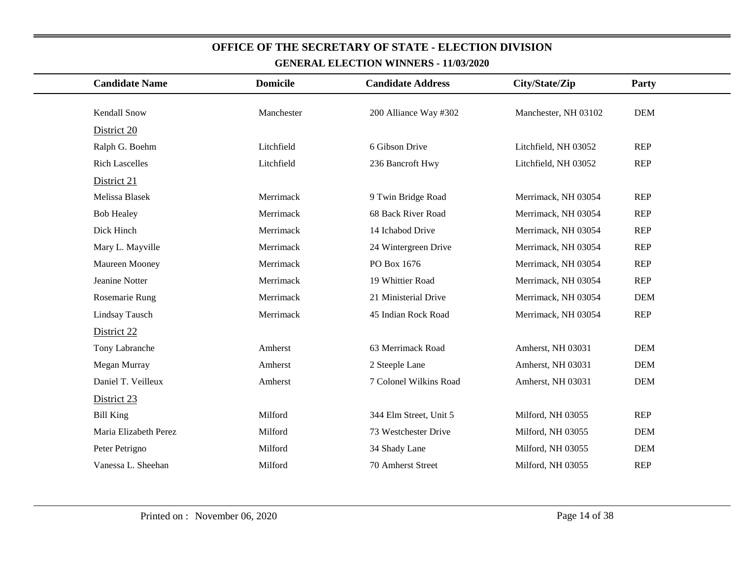## OFFICE OF THE SECRETARY OF STATE - ELECTION DIVISION

### GENERAL ELECTION WINNERS - 11/03/2020

| Candidate Name | Domicile | Candidate Address | City/State/Zip | Party |
|---|---|---|---|---|
| Kendall Snow | Manchester | 200 Alliance Way #302 | Manchester, NH 03102 | DEM |
| District 20 | | | | |
| Ralph G. Boehm | Litchfield | 6 Gibson Drive | Litchfield, NH 03052 | REP |
| Rich Lascelles | Litchfield | 236 Bancroft Hwy | Litchfield, NH 03052 | REP |
| District 21 | | | | |
| Melissa Blasek | Merrimack | 9 Twin Bridge Road | Merrimack, NH 03054 | REP |
| Bob Healey | Merrimack | 68 Back River Road | Merrimack, NH 03054 | REP |
| Dick Hinch | Merrimack | 14 Ichabod Drive | Merrimack, NH 03054 | REP |
| Mary L. Mayville | Merrimack | 24 Wintergreen Drive | Merrimack, NH 03054 | REP |
| Maureen Mooney | Merrimack | PO Box 1676 | Merrimack, NH 03054 | REP |
| Jeanine Notter | Merrimack | 19 Whittier Road | Merrimack, NH 03054 | REP |
| Rosemarie Rung | Merrimack | 21 Ministerial Drive | Merrimack, NH 03054 | DEM |
| Lindsay Tausch | Merrimack | 45 Indian Rock Road | Merrimack, NH 03054 | REP |
| District 22 | | | | |
| Tony Labranche | Amherst | 63 Merrimack Road | Amherst, NH 03031 | DEM |
| Megan Murray | Amherst | 2 Steeple Lane | Amherst, NH 03031 | DEM |
| Daniel T. Veilleux | Amherst | 7 Colonel Wilkins Road | Amherst, NH 03031 | DEM |
| District 23 | | | | |
| Bill King | Milford | 344 Elm Street, Unit 5 | Milford, NH 03055 | REP |
| Maria Elizabeth Perez | Milford | 73 Westchester Drive | Milford, NH 03055 | DEM |
| Peter Petrigno | Milford | 34 Shady Lane | Milford, NH 03055 | DEM |
| Vanessa L. Sheehan | Milford | 70 Amherst Street | Milford, NH 03055 | REP |

Printed on : November 06, 2020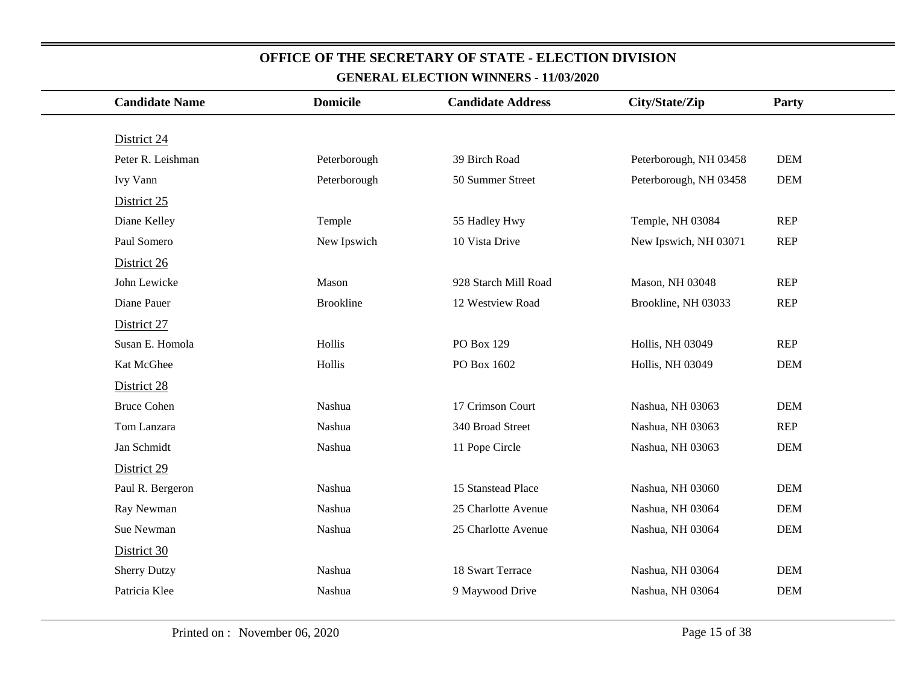# OFFICE OF THE SECRETARY OF STATE - ELECTION DIVISION

## GENERAL ELECTION WINNERS - 11/03/2020

| Candidate Name | Domicile | Candidate Address | City/State/Zip | Party |
|---|---|---|---|---|
| District 24 | | | | |
| Peter R. Leishman | Peterborough | 39 Birch Road | Peterborough, NH 03458 | DEM |
| Ivy Vann | Peterborough | 50 Summer Street | Peterborough, NH 03458 | DEM |
| District 25 | | | | |
| Diane Kelley | Temple | 55 Hadley Hwy | Temple, NH 03084 | REP |
| Paul Somero | New Ipswich | 10 Vista Drive | New Ipswich, NH 03071 | REP |
| District 26 | | | | |
| John Lewicke | Mason | 928 Starch Mill Road | Mason, NH 03048 | REP |
| Diane Pauer | Brookline | 12 Westview Road | Brookline, NH 03033 | REP |
| District 27 | | | | |
| Susan E. Homola | Hollis | PO Box 129 | Hollis, NH 03049 | REP |
| Kat McGhee | Hollis | PO Box 1602 | Hollis, NH 03049 | DEM |
| District 28 | | | | |
| Bruce Cohen | Nashua | 17 Crimson Court | Nashua, NH 03063 | DEM |
| Tom Lanzara | Nashua | 340 Broad Street | Nashua, NH 03063 | REP |
| Jan Schmidt | Nashua | 11 Pope Circle | Nashua, NH 03063 | DEM |
| District 29 | | | | |
| Paul R. Bergeron | Nashua | 15 Stanstead Place | Nashua, NH 03060 | DEM |
| Ray Newman | Nashua | 25 Charlotte Avenue | Nashua, NH 03064 | DEM |
| Sue Newman | Nashua | 25 Charlotte Avenue | Nashua, NH 03064 | DEM |
| District 30 | | | | |
| Sherry Dutzy | Nashua | 18 Swart Terrace | Nashua, NH 03064 | DEM |
| Patricia Klee | Nashua | 9 Maywood Drive | Nashua, NH 03064 | DEM |

Printed on : November 06, 2020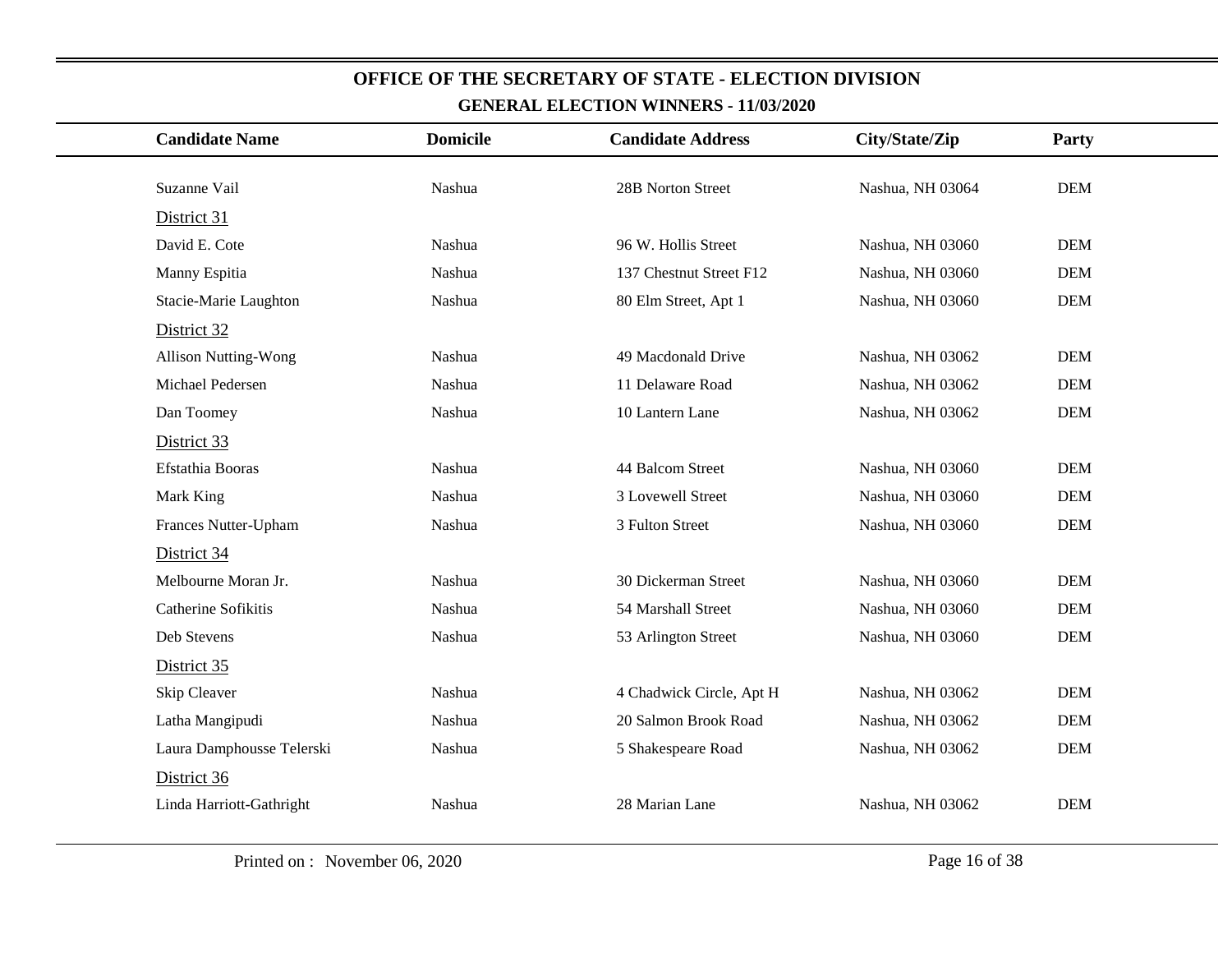## OFFICE OF THE SECRETARY OF STATE - ELECTION DIVISION

### GENERAL ELECTION WINNERS - 11/03/2020

| Candidate Name | Domicile | Candidate Address | City/State/Zip | Party |
|---|---|---|---|---|
| Suzanne Vail | Nashua | 28B Norton Street | Nashua, NH 03064 | DEM |
| District 31 | | | | |
| David E. Cote | Nashua | 96 W. Hollis Street | Nashua, NH 03060 | DEM |
| Manny Espitia | Nashua | 137 Chestnut Street F12 | Nashua, NH 03060 | DEM |
| Stacie-Marie Laughton | Nashua | 80 Elm Street, Apt 1 | Nashua, NH 03060 | DEM |
| District 32 | | | | |
| Allison Nutting-Wong | Nashua | 49 Macdonald Drive | Nashua, NH 03062 | DEM |
| Michael Pedersen | Nashua | 11 Delaware Road | Nashua, NH 03062 | DEM |
| Dan Toomey | Nashua | 10 Lantern Lane | Nashua, NH 03062 | DEM |
| District 33 | | | | |
| Efstathia Booras | Nashua | 44 Balcom Street | Nashua, NH 03060 | DEM |
| Mark King | Nashua | 3 Lovewell Street | Nashua, NH 03060 | DEM |
| Frances Nutter-Upham | Nashua | 3 Fulton Street | Nashua, NH 03060 | DEM |
| District 34 | | | | |
| Melbourne Moran Jr. | Nashua | 30 Dickerman Street | Nashua, NH 03060 | DEM |
| Catherine Sofikitis | Nashua | 54 Marshall Street | Nashua, NH 03060 | DEM |
| Deb Stevens | Nashua | 53 Arlington Street | Nashua, NH 03060 | DEM |
| District 35 | | | | |
| Skip Cleaver | Nashua | 4 Chadwick Circle, Apt H | Nashua, NH 03062 | DEM |
| Latha Mangipudi | Nashua | 20 Salmon Brook Road | Nashua, NH 03062 | DEM |
| Laura Damphousse Telerski | Nashua | 5 Shakespeare Road | Nashua, NH 03062 | DEM |
| District 36 | | | | |
| Linda Harriott-Gathright | Nashua | 28 Marian Lane | Nashua, NH 03062 | DEM |

Printed on : November 06, 2020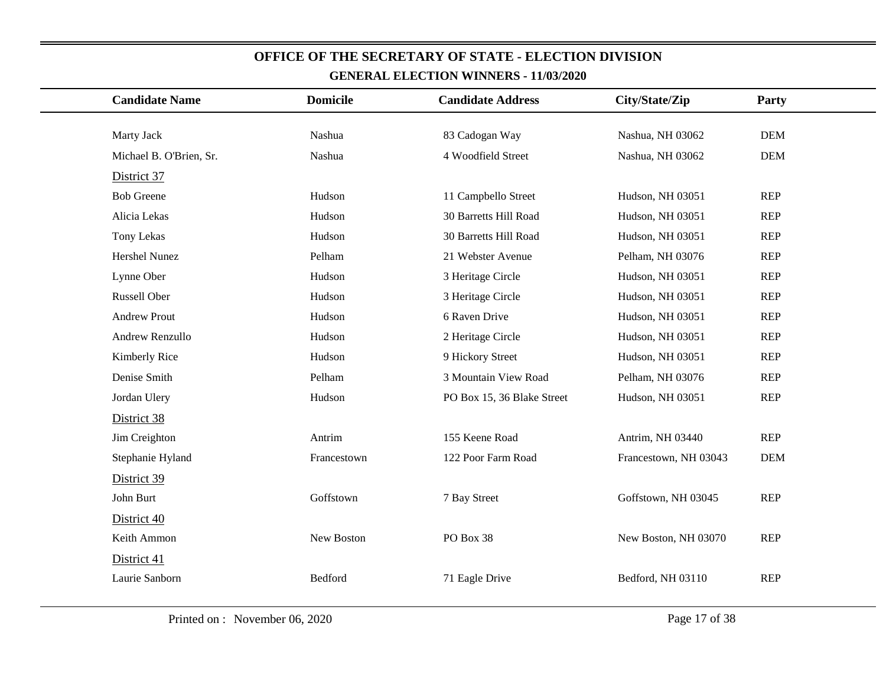## OFFICE OF THE SECRETARY OF STATE - ELECTION DIVISION

### GENERAL ELECTION WINNERS - 11/03/2020

| Candidate Name | Domicile | Candidate Address | City/State/Zip | Party |
|---|---|---|---|---|
| Marty Jack | Nashua | 83 Cadogan Way | Nashua, NH 03062 | DEM |
| Michael B. O'Brien, Sr. | Nashua | 4 Woodfield Street | Nashua, NH 03062 | DEM |
| District 37 | | | | |
| Bob Greene | Hudson | 11 Campbello Street | Hudson, NH 03051 | REP |
| Alicia Lekas | Hudson | 30 Barretts Hill Road | Hudson, NH 03051 | REP |
| Tony Lekas | Hudson | 30 Barretts Hill Road | Hudson, NH 03051 | REP |
| Hershel Nunez | Pelham | 21 Webster Avenue | Pelham, NH 03076 | REP |
| Lynne Ober | Hudson | 3 Heritage Circle | Hudson, NH 03051 | REP |
| Russell Ober | Hudson | 3 Heritage Circle | Hudson, NH 03051 | REP |
| Andrew Prout | Hudson | 6 Raven Drive | Hudson, NH 03051 | REP |
| Andrew Renzullo | Hudson | 2 Heritage Circle | Hudson, NH 03051 | REP |
| Kimberly Rice | Hudson | 9 Hickory Street | Hudson, NH 03051 | REP |
| Denise Smith | Pelham | 3 Mountain View Road | Pelham, NH 03076 | REP |
| Jordan Ulery | Hudson | PO Box 15, 36 Blake Street | Hudson, NH 03051 | REP |
| District 38 | | | | |
| Jim Creighton | Antrim | 155 Keene Road | Antrim, NH 03440 | REP |
| Stephanie Hyland | Francestown | 122 Poor Farm Road | Francestown, NH 03043 | DEM |
| District 39 | | | | |
| John Burt | Goffstown | 7 Bay Street | Goffstown, NH 03045 | REP |
| District 40 | | | | |
| Keith Ammon | New Boston | PO Box 38 | New Boston, NH 03070 | REP |
| District 41 | | | | |
| Laurie Sanborn | Bedford | 71 Eagle Drive | Bedford, NH 03110 | REP |

Printed on : November 06, 2020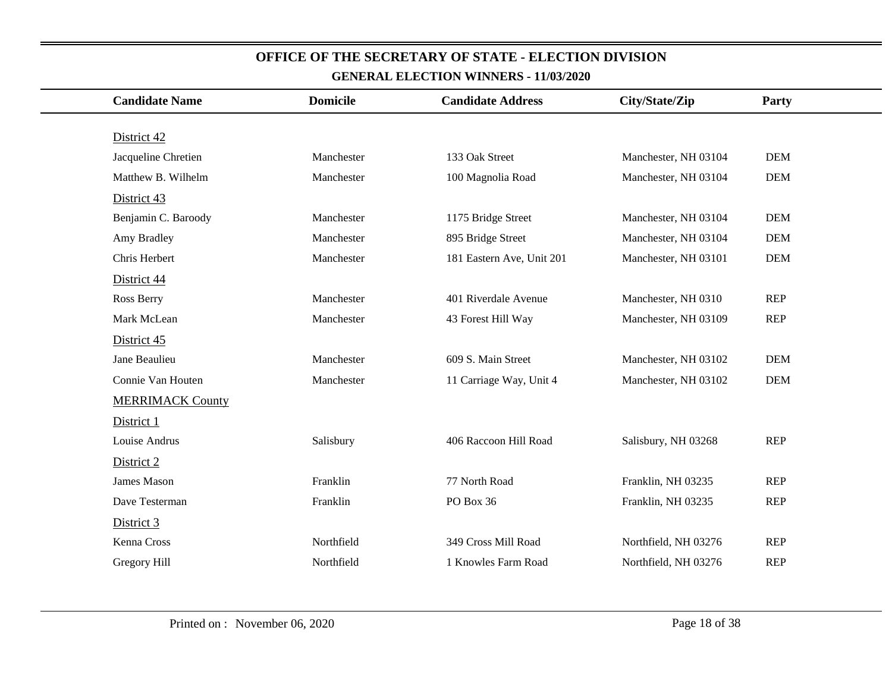# OFFICE OF THE SECRETARY OF STATE - ELECTION DIVISION

## GENERAL ELECTION WINNERS - 11/03/2020

| Candidate Name | Domicile | Candidate Address | City/State/Zip | Party |
|---|---|---|---|---|
| District 42 | | | | |
| Jacqueline Chretien | Manchester | 133 Oak Street | Manchester, NH 03104 | DEM |
| Matthew B. Wilhelm | Manchester | 100 Magnolia Road | Manchester, NH 03104 | DEM |
| District 43 | | | | |
| Benjamin C. Baroody | Manchester | 1175 Bridge Street | Manchester, NH 03104 | DEM |
| Amy Bradley | Manchester | 895 Bridge Street | Manchester, NH 03104 | DEM |
| Chris Herbert | Manchester | 181 Eastern Ave, Unit 201 | Manchester, NH 03101 | DEM |
| District 44 | | | | |
| Ross Berry | Manchester | 401 Riverdale Avenue | Manchester, NH 0310 | REP |
| Mark McLean | Manchester | 43 Forest Hill Way | Manchester, NH 03109 | REP |
| District 45 | | | | |
| Jane Beaulieu | Manchester | 609 S. Main Street | Manchester, NH 03102 | DEM |
| Connie Van Houten | Manchester | 11 Carriage Way, Unit 4 | Manchester, NH 03102 | DEM |
| MERRIMACK County | | | | |
| District 1 | | | | |
| Louise Andrus | Salisbury | 406 Raccoon Hill Road | Salisbury, NH 03268 | REP |
| District 2 | | | | |
| James Mason | Franklin | 77 North Road | Franklin, NH 03235 | REP |
| Dave Testerman | Franklin | PO Box 36 | Franklin, NH 03235 | REP |
| District 3 | | | | |
| Kenna Cross | Northfield | 349 Cross Mill Road | Northfield, NH 03276 | REP |
| Gregory Hill | Northfield | 1 Knowles Farm Road | Northfield, NH 03276 | REP |

Printed on : November 06, 2020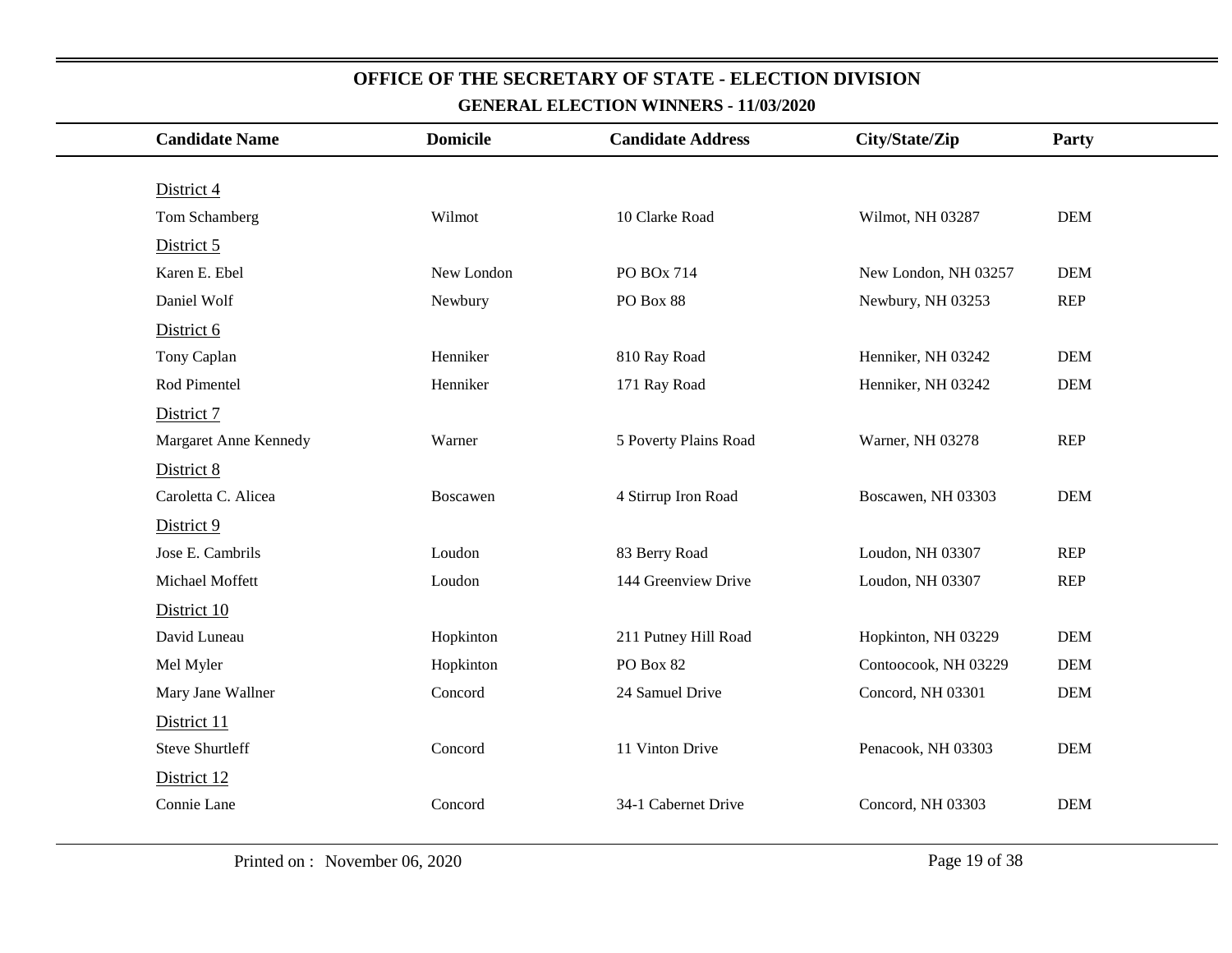# OFFICE OF THE SECRETARY OF STATE - ELECTION DIVISION

## GENERAL ELECTION WINNERS - 11/03/2020

| Candidate Name | Domicile | Candidate Address | City/State/Zip | Party |
|---|---|---|---|---|
| District 4 | | | | |
| Tom Schamberg | Wilmot | 10 Clarke Road | Wilmot, NH 03287 | DEM |
| District 5 | | | | |
| Karen E. Ebel | New London | PO BOx 714 | New London, NH 03257 | DEM |
| Daniel Wolf | Newbury | PO Box 88 | Newbury, NH 03253 | REP |
| District 6 | | | | |
| Tony Caplan | Henniker | 810 Ray Road | Henniker, NH 03242 | DEM |
| Rod Pimentel | Henniker | 171 Ray Road | Henniker, NH 03242 | DEM |
| District 7 | | | | |
| Margaret Anne Kennedy | Warner | 5 Poverty Plains Road | Warner, NH 03278 | REP |
| District 8 | | | | |
| Caroletta C. Alicea | Boscawen | 4 Stirrup Iron Road | Boscawen, NH 03303 | DEM |
| District 9 | | | | |
| Jose E. Cambrils | Loudon | 83 Berry Road | Loudon, NH 03307 | REP |
| Michael Moffett | Loudon | 144 Greenview Drive | Loudon, NH 03307 | REP |
| District 10 | | | | |
| David Luneau | Hopkinton | 211 Putney Hill Road | Hopkinton, NH 03229 | DEM |
| Mel Myler | Hopkinton | PO Box 82 | Contoocook, NH 03229 | DEM |
| Mary Jane Wallner | Concord | 24 Samuel Drive | Concord, NH 03301 | DEM |
| District 11 | | | | |
| Steve Shurtleff | Concord | 11 Vinton Drive | Penacook, NH 03303 | DEM |
| District 12 | | | | |
| Connie Lane | Concord | 34-1 Cabernet Drive | Concord, NH 03303 | DEM |

Printed on : November 06, 2020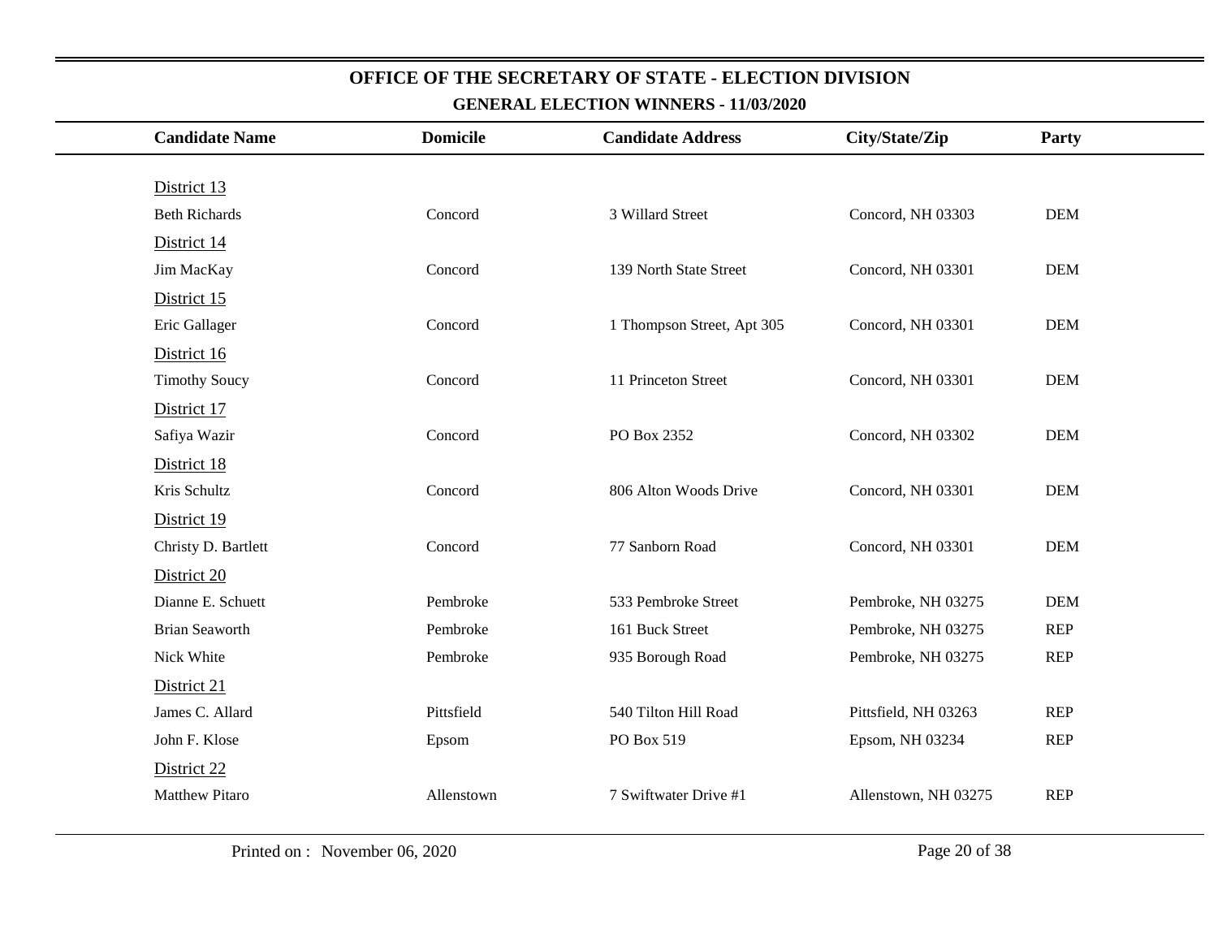## OFFICE OF THE SECRETARY OF STATE - ELECTION DIVISION

### GENERAL ELECTION WINNERS - 11/03/2020

| Candidate Name | Domicile | Candidate Address | City/State/Zip | Party |
|---|---|---|---|---|
| District 13 | | | | |
| Beth Richards | Concord | 3 Willard Street | Concord, NH 03303 | DEM |
| District 14 | | | | |
| Jim MacKay | Concord | 139 North State Street | Concord, NH 03301 | DEM |
| District 15 | | | | |
| Eric Gallager | Concord | 1 Thompson Street, Apt 305 | Concord, NH 03301 | DEM |
| District 16 | | | | |
| Timothy Soucy | Concord | 11 Princeton Street | Concord, NH 03301 | DEM |
| District 17 | | | | |
| Safiya Wazir | Concord | PO Box 2352 | Concord, NH 03302 | DEM |
| District 18 | | | | |
| Kris Schultz | Concord | 806 Alton Woods Drive | Concord, NH 03301 | DEM |
| District 19 | | | | |
| Christy D. Bartlett | Concord | 77 Sanborn Road | Concord, NH 03301 | DEM |
| District 20 | | | | |
| Dianne E. Schuett | Pembroke | 533 Pembroke Street | Pembroke, NH 03275 | DEM |
| Brian Seaworth | Pembroke | 161 Buck Street | Pembroke, NH 03275 | REP |
| Nick White | Pembroke | 935 Borough Road | Pembroke, NH 03275 | REP |
| District 21 | | | | |
| James C. Allard | Pittsfield | 540 Tilton Hill Road | Pittsfield, NH 03263 | REP |
| John F. Klose | Epsom | PO Box 519 | Epsom, NH 03234 | REP |
| District 22 | | | | |
| Matthew Pitaro | Allenstown | 7 Swiftwater Drive #1 | Allenstown, NH 03275 | REP |

Printed on : November 06, 2020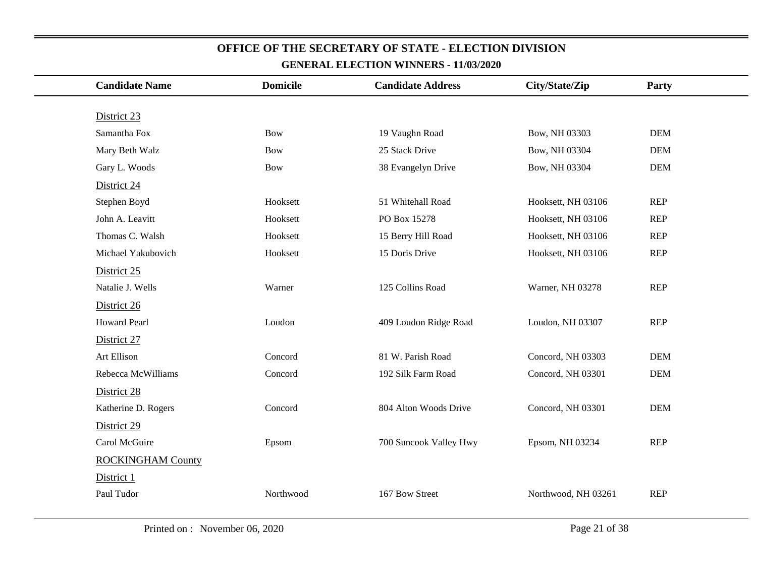## OFFICE OF THE SECRETARY OF STATE - ELECTION DIVISION

### GENERAL ELECTION WINNERS - 11/03/2020

| Candidate Name | Domicile | Candidate Address | City/State/Zip | Party |
|---|---|---|---|---|
| District 23 | | | | |
| Samantha Fox | Bow | 19 Vaughn Road | Bow, NH 03303 | DEM |
| Mary Beth Walz | Bow | 25 Stack Drive | Bow, NH 03304 | DEM |
| Gary L. Woods | Bow | 38 Evangelyn Drive | Bow, NH 03304 | DEM |
| District 24 | | | | |
| Stephen Boyd | Hooksett | 51 Whitehall Road | Hooksett, NH 03106 | REP |
| John A. Leavitt | Hooksett | PO Box 15278 | Hooksett, NH 03106 | REP |
| Thomas C. Walsh | Hooksett | 15 Berry Hill Road | Hooksett, NH 03106 | REP |
| Michael Yakubovich | Hooksett | 15 Doris Drive | Hooksett, NH 03106 | REP |
| District 25 | | | | |
| Natalie J. Wells | Warner | 125 Collins Road | Warner, NH 03278 | REP |
| District 26 | | | | |
| Howard Pearl | Loudon | 409 Loudon Ridge Road | Loudon, NH 03307 | REP |
| District 27 | | | | |
| Art Ellison | Concord | 81 W. Parish Road | Concord, NH 03303 | DEM |
| Rebecca McWilliams | Concord | 192 Silk Farm Road | Concord, NH 03301 | DEM |
| District 28 | | | | |
| Katherine D. Rogers | Concord | 804 Alton Woods Drive | Concord, NH 03301 | DEM |
| District 29 | | | | |
| Carol McGuire | Epsom | 700 Suncook Valley Hwy | Epsom, NH 03234 | REP |
| ROCKINGHAM County | | | | |
| District 1 | | | | |
| Paul Tudor | Northwood | 167 Bow Street | Northwood, NH 03261 | REP |

Printed on : November 06, 2020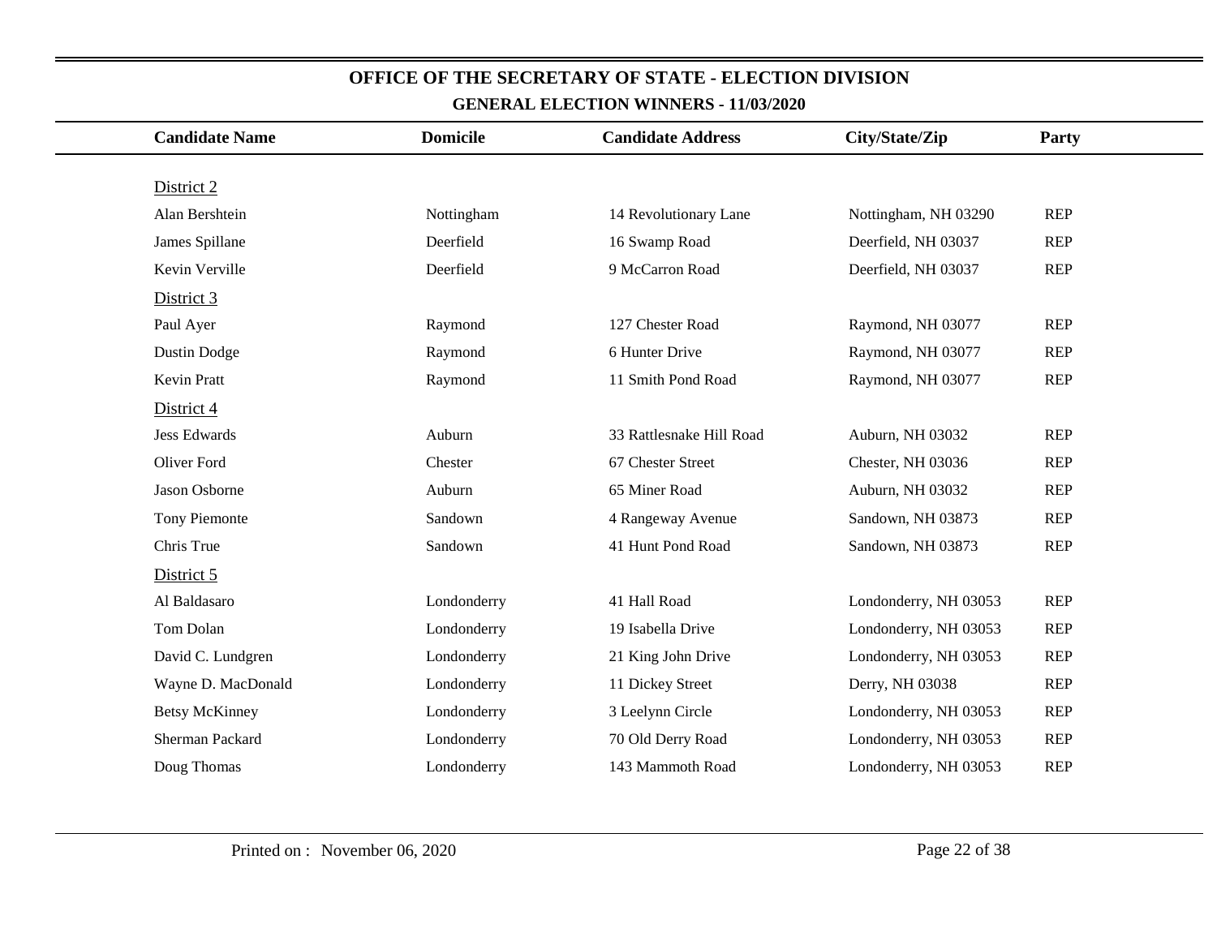# OFFICE OF THE SECRETARY OF STATE - ELECTION DIVISION

## GENERAL ELECTION WINNERS - 11/03/2020

| Candidate Name | Domicile | Candidate Address | City/State/Zip | Party |
|---|---|---|---|---|
| District 2 | | | | |
| Alan Bershtein | Nottingham | 14 Revolutionary Lane | Nottingham, NH 03290 | REP |
| James Spillane | Deerfield | 16 Swamp Road | Deerfield, NH 03037 | REP |
| Kevin Verville | Deerfield | 9 McCarron Road | Deerfield, NH 03037 | REP |
| District 3 | | | | |
| Paul Ayer | Raymond | 127 Chester Road | Raymond, NH 03077 | REP |
| Dustin Dodge | Raymond | 6 Hunter Drive | Raymond, NH 03077 | REP |
| Kevin Pratt | Raymond | 11 Smith Pond Road | Raymond, NH 03077 | REP |
| District 4 | | | | |
| Jess Edwards | Auburn | 33 Rattlesnake Hill Road | Auburn, NH 03032 | REP |
| Oliver Ford | Chester | 67 Chester Street | Chester, NH 03036 | REP |
| Jason Osborne | Auburn | 65 Miner Road | Auburn, NH 03032 | REP |
| Tony Piemonte | Sandown | 4 Rangeway Avenue | Sandown, NH 03873 | REP |
| Chris True | Sandown | 41 Hunt Pond Road | Sandown, NH 03873 | REP |
| District 5 | | | | |
| Al Baldasaro | Londonderry | 41 Hall Road | Londonderry, NH 03053 | REP |
| Tom Dolan | Londonderry | 19 Isabella Drive | Londonderry, NH 03053 | REP |
| David C. Lundgren | Londonderry | 21 King John Drive | Londonderry, NH 03053 | REP |
| Wayne D. MacDonald | Londonderry | 11 Dickey Street | Derry, NH 03038 | REP |
| Betsy McKinney | Londonderry | 3 Leelynn Circle | Londonderry, NH 03053 | REP |
| Sherman Packard | Londonderry | 70 Old Derry Road | Londonderry, NH 03053 | REP |
| Doug Thomas | Londonderry | 143 Mammoth Road | Londonderry, NH 03053 | REP |

Printed on : November 06, 2020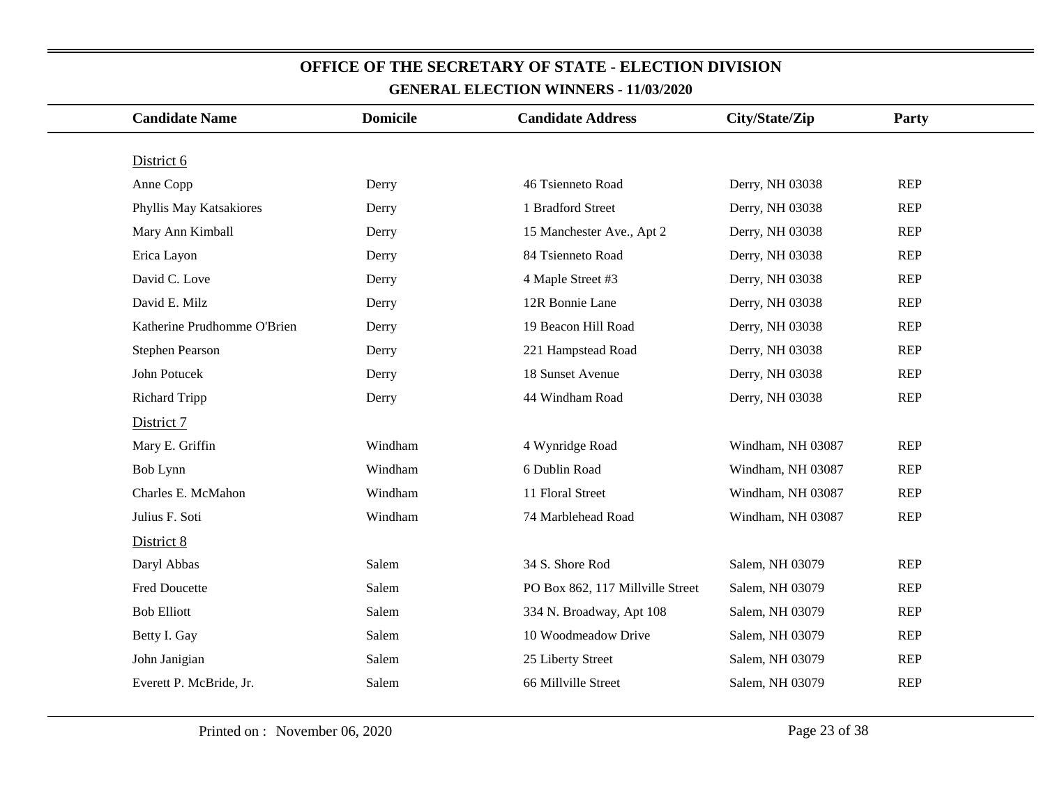# OFFICE OF THE SECRETARY OF STATE - ELECTION DIVISION

## GENERAL ELECTION WINNERS - 11/03/2020

| Candidate Name | Domicile | Candidate Address | City/State/Zip | Party |
|---|---|---|---|---|
| District 6 | | | | |
| Anne Copp | Derry | 46 Tsienneto Road | Derry, NH 03038 | REP |
| Phyllis May Katsakiores | Derry | 1 Bradford Street | Derry, NH 03038 | REP |
| Mary Ann Kimball | Derry | 15 Manchester Ave., Apt 2 | Derry, NH 03038 | REP |
| Erica Layon | Derry | 84 Tsienneto Road | Derry, NH 03038 | REP |
| David C. Love | Derry | 4 Maple Street #3 | Derry, NH 03038 | REP |
| David E. Milz | Derry | 12R Bonnie Lane | Derry, NH 03038 | REP |
| Katherine Prudhomme O'Brien | Derry | 19 Beacon Hill Road | Derry, NH 03038 | REP |
| Stephen Pearson | Derry | 221 Hampstead Road | Derry, NH 03038 | REP |
| John Potucek | Derry | 18 Sunset Avenue | Derry, NH 03038 | REP |
| Richard Tripp | Derry | 44 Windham Road | Derry, NH 03038 | REP |
| District 7 | | | | |
| Mary E. Griffin | Windham | 4 Wynridge Road | Windham, NH 03087 | REP |
| Bob Lynn | Windham | 6 Dublin Road | Windham, NH 03087 | REP |
| Charles E. McMahon | Windham | 11 Floral Street | Windham, NH 03087 | REP |
| Julius F. Soti | Windham | 74 Marblehead Road | Windham, NH 03087 | REP |
| District 8 | | | | |
| Daryl Abbas | Salem | 34 S. Shore Rod | Salem, NH 03079 | REP |
| Fred Doucette | Salem | PO Box 862, 117 Millville Street | Salem, NH 03079 | REP |
| Bob Elliott | Salem | 334 N. Broadway, Apt 108 | Salem, NH 03079 | REP |
| Betty I. Gay | Salem | 10 Woodmeadow Drive | Salem, NH 03079 | REP |
| John Janigian | Salem | 25 Liberty Street | Salem, NH 03079 | REP |
| Everett P. McBride, Jr. | Salem | 66 Millville Street | Salem, NH 03079 | REP |

Printed on : November 06, 2020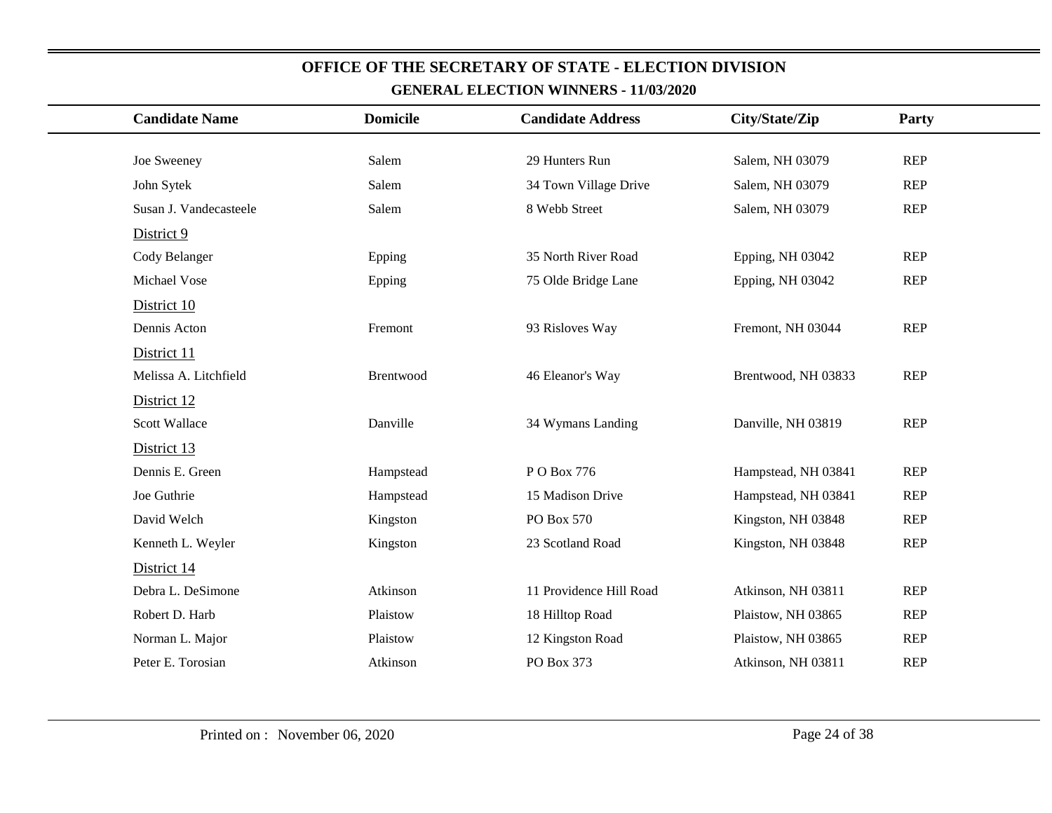# OFFICE OF THE SECRETARY OF STATE - ELECTION DIVISION

## GENERAL ELECTION WINNERS - 11/03/2020

| Candidate Name | Domicile | Candidate Address | City/State/Zip | Party |
|---|---|---|---|---|
| Joe Sweeney | Salem | 29 Hunters Run | Salem, NH 03079 | REP |
| John Sytek | Salem | 34 Town Village Drive | Salem, NH 03079 | REP |
| Susan J. Vandecasteele | Salem | 8 Webb Street | Salem, NH 03079 | REP |
| District 9 | | | | |
| Cody Belanger | Epping | 35 North River Road | Epping, NH 03042 | REP |
| Michael Vose | Epping | 75 Olde Bridge Lane | Epping, NH 03042 | REP |
| District 10 | | | | |
| Dennis Acton | Fremont | 93 Risloves Way | Fremont, NH 03044 | REP |
| District 11 | | | | |
| Melissa A. Litchfield | Brentwood | 46 Eleanor's Way | Brentwood, NH 03833 | REP |
| District 12 | | | | |
| Scott Wallace | Danville | 34 Wymans Landing | Danville, NH 03819 | REP |
| District 13 | | | | |
| Dennis E. Green | Hampstead | P O Box 776 | Hampstead, NH 03841 | REP |
| Joe Guthrie | Hampstead | 15 Madison Drive | Hampstead, NH 03841 | REP |
| David Welch | Kingston | PO Box 570 | Kingston, NH 03848 | REP |
| Kenneth L. Weyler | Kingston | 23 Scotland Road | Kingston, NH 03848 | REP |
| District 14 | | | | |
| Debra L. DeSimone | Atkinson | 11 Providence Hill Road | Atkinson, NH 03811 | REP |
| Robert D. Harb | Plaistow | 18 Hilltop Road | Plaistow, NH 03865 | REP |
| Norman L. Major | Plaistow | 12 Kingston Road | Plaistow, NH 03865 | REP |
| Peter E. Torosian | Atkinson | PO Box 373 | Atkinson, NH 03811 | REP |

Printed on : November 06, 2020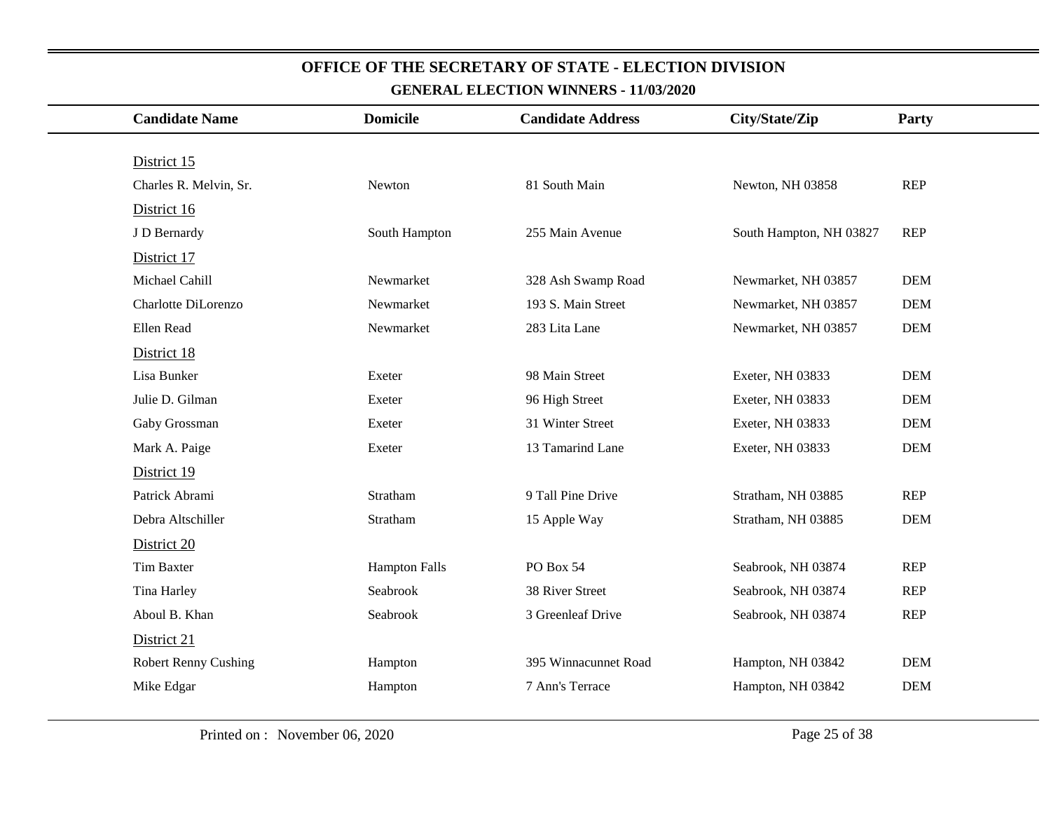# OFFICE OF THE SECRETARY OF STATE - ELECTION DIVISION

## GENERAL ELECTION WINNERS - 11/03/2020

| Candidate Name | Domicile | Candidate Address | City/State/Zip | Party |
|---|---|---|---|---|
| District 15 | | | | |
| Charles R. Melvin, Sr. | Newton | 81 South Main | Newton, NH 03858 | REP |
| District 16 | | | | |
| J D Bernardy | South Hampton | 255 Main Avenue | South Hampton, NH 03827 | REP |
| District 17 | | | | |
| Michael Cahill | Newmarket | 328 Ash Swamp Road | Newmarket, NH 03857 | DEM |
| Charlotte DiLorenzo | Newmarket | 193 S. Main Street | Newmarket, NH 03857 | DEM |
| Ellen Read | Newmarket | 283 Lita Lane | Newmarket, NH 03857 | DEM |
| District 18 | | | | |
| Lisa Bunker | Exeter | 98 Main Street | Exeter, NH 03833 | DEM |
| Julie D. Gilman | Exeter | 96 High Street | Exeter, NH 03833 | DEM |
| Gaby Grossman | Exeter | 31 Winter Street | Exeter, NH 03833 | DEM |
| Mark A. Paige | Exeter | 13 Tamarind Lane | Exeter, NH 03833 | DEM |
| District 19 | | | | |
| Patrick Abrami | Stratham | 9 Tall Pine Drive | Stratham, NH 03885 | REP |
| Debra Altschiller | Stratham | 15 Apple Way | Stratham, NH 03885 | DEM |
| District 20 | | | | |
| Tim Baxter | Hampton Falls | PO Box 54 | Seabrook, NH 03874 | REP |
| Tina Harley | Seabrook | 38 River Street | Seabrook, NH 03874 | REP |
| Aboul B. Khan | Seabrook | 3 Greenleaf Drive | Seabrook, NH 03874 | REP |
| District 21 | | | | |
| Robert Renny Cushing | Hampton | 395 Winnacunnet Road | Hampton, NH 03842 | DEM |
| Mike Edgar | Hampton | 7 Ann's Terrace | Hampton, NH 03842 | DEM |

Printed on : November 06, 2020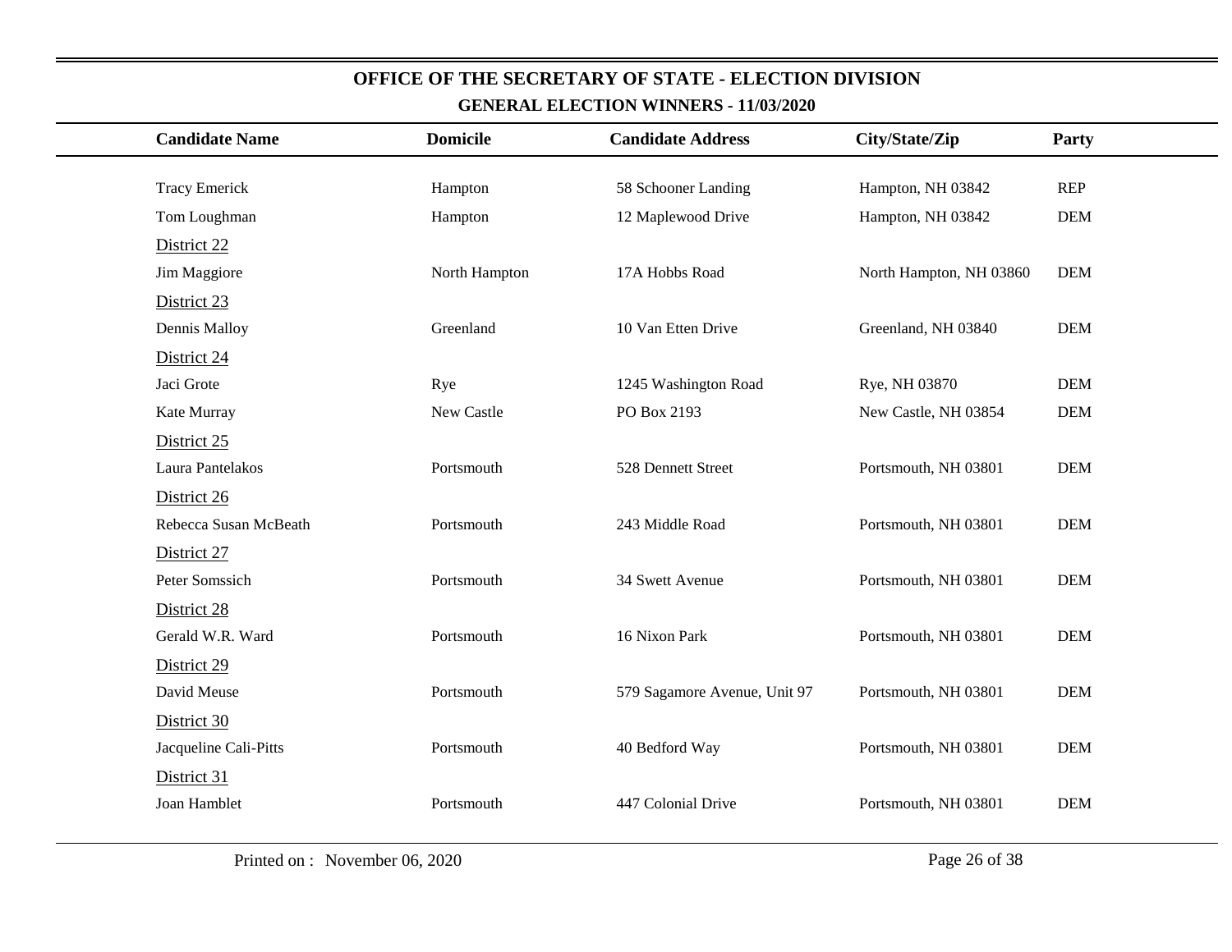# OFFICE OF THE SECRETARY OF STATE - ELECTION DIVISION

## GENERAL ELECTION WINNERS - 11/03/2020

| Candidate Name | Domicile | Candidate Address | City/State/Zip | Party |
|---|---|---|---|---|
| Tracy Emerick | Hampton | 58 Schooner Landing | Hampton, NH 03842 | REP |
| Tom Loughman | Hampton | 12 Maplewood Drive | Hampton, NH 03842 | DEM |
| District 22 | | | | |
| Jim Maggiore | North Hampton | 17A Hobbs Road | North Hampton, NH 03860 | DEM |
| District 23 | | | | |
| Dennis Malloy | Greenland | 10 Van Etten Drive | Greenland, NH 03840 | DEM |
| District 24 | | | | |
| Jaci Grote | Rye | 1245 Washington Road | Rye, NH 03870 | DEM |
| Kate Murray | New Castle | PO Box 2193 | New Castle, NH 03854 | DEM |
| District 25 | | | | |
| Laura Pantelakos | Portsmouth | 528 Dennett Street | Portsmouth, NH 03801 | DEM |
| District 26 | | | | |
| Rebecca Susan McBeath | Portsmouth | 243 Middle Road | Portsmouth, NH 03801 | DEM |
| District 27 | | | | |
| Peter Somssich | Portsmouth | 34 Swett Avenue | Portsmouth, NH 03801 | DEM |
| District 28 | | | | |
| Gerald W.R. Ward | Portsmouth | 16 Nixon Park | Portsmouth, NH 03801 | DEM |
| District 29 | | | | |
| David Meuse | Portsmouth | 579 Sagamore Avenue, Unit 97 | Portsmouth, NH 03801 | DEM |
| District 30 | | | | |
| Jacqueline Cali-Pitts | Portsmouth | 40 Bedford Way | Portsmouth, NH 03801 | DEM |
| District 31 | | | | |
| Joan Hamblet | Portsmouth | 447 Colonial Drive | Portsmouth, NH 03801 | DEM |

Printed on : November 06, 2020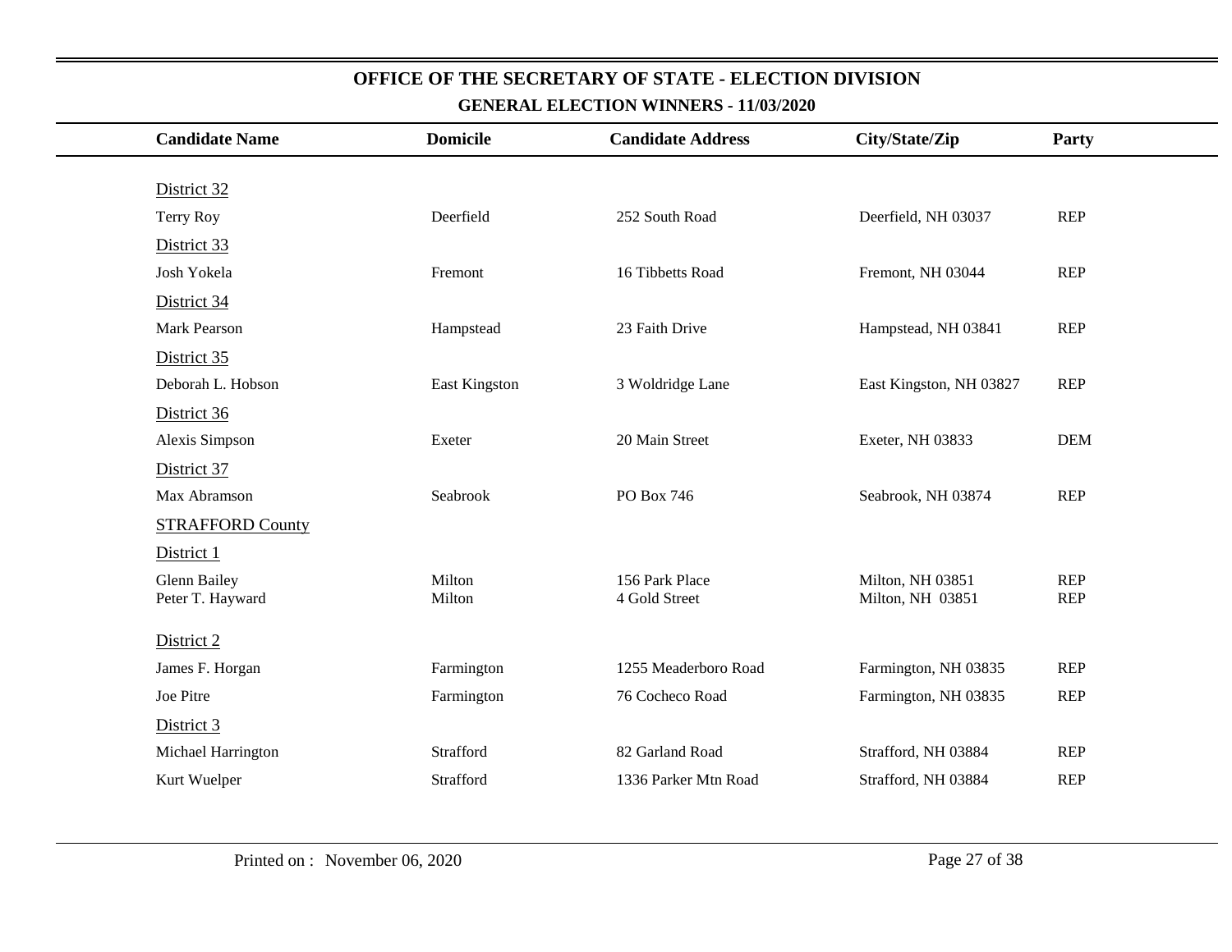## OFFICE OF THE SECRETARY OF STATE - ELECTION DIVISION

### GENERAL ELECTION WINNERS - 11/03/2020

| Candidate Name | Domicile | Candidate Address | City/State/Zip | Party |
|---|---|---|---|---|
| District 32 | | | | |
| Terry Roy | Deerfield | 252 South Road | Deerfield, NH 03037 | REP |
| District 33 | | | | |
| Josh Yokela | Fremont | 16 Tibbetts Road | Fremont, NH 03044 | REP |
| District 34 | | | | |
| Mark Pearson | Hampstead | 23 Faith Drive | Hampstead, NH 03841 | REP |
| District 35 | | | | |
| Deborah L. Hobson | East Kingston | 3 Woldridge Lane | East Kingston, NH 03827 | REP |
| District 36 | | | | |
| Alexis Simpson | Exeter | 20 Main Street | Exeter, NH 03833 | DEM |
| District 37 | | | | |
| Max Abramson | Seabrook | PO Box 746 | Seabrook, NH 03874 | REP |
| STRAFFORD County | | | | |
| District 1 | | | | |
| Glenn Bailey | Milton | 156 Park Place | Milton, NH 03851 | REP |
| Peter T. Hayward | Milton | 4 Gold Street | Milton, NH 03851 | REP |
| District 2 | | | | |
| James F. Horgan | Farmington | 1255 Meaderboro Road | Farmington, NH 03835 | REP |
| Joe Pitre | Farmington | 76 Cocheco Road | Farmington, NH 03835 | REP |
| District 3 | | | | |
| Michael Harrington | Strafford | 82 Garland Road | Strafford, NH 03884 | REP |
| Kurt Wuelper | Strafford | 1336 Parker Mtn Road | Strafford, NH 03884 | REP |

Printed on : November 06, 2020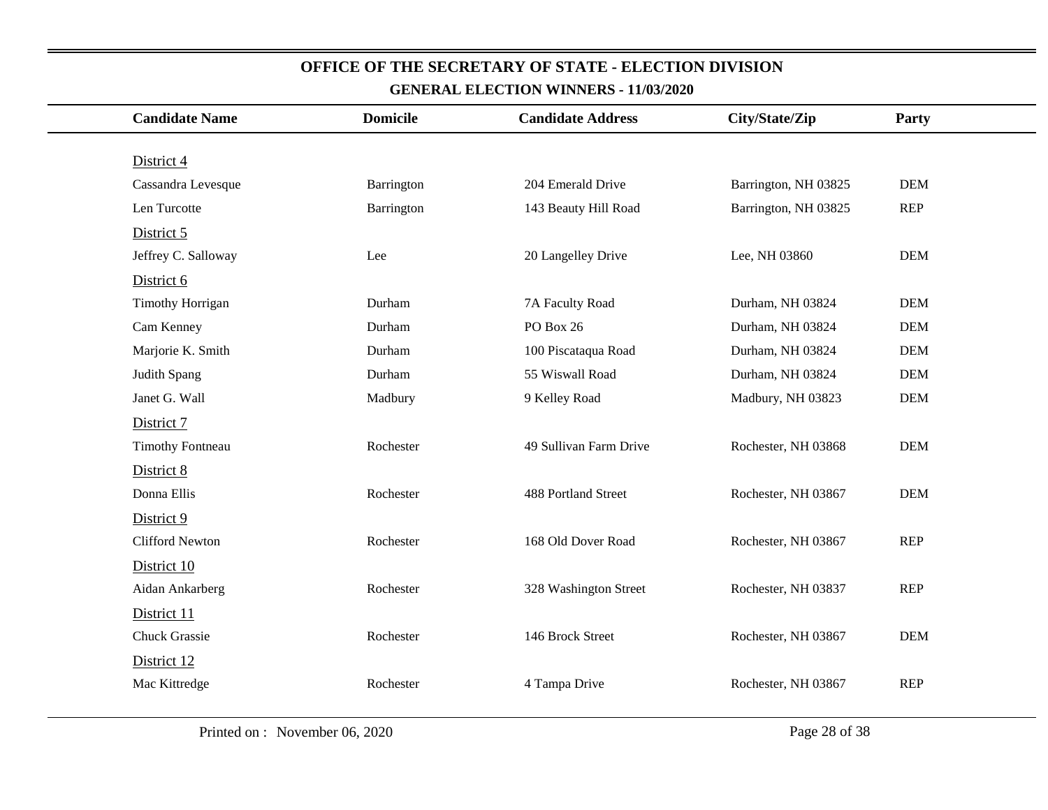# OFFICE OF THE SECRETARY OF STATE - ELECTION DIVISION

## GENERAL ELECTION WINNERS - 11/03/2020

| Candidate Name | Domicile | Candidate Address | City/State/Zip | Party |
|---|---|---|---|---|
| District 4 | | | | |
| Cassandra Levesque | Barrington | 204 Emerald Drive | Barrington, NH 03825 | DEM |
| Len Turcotte | Barrington | 143 Beauty Hill Road | Barrington, NH 03825 | REP |
| District 5 | | | | |
| Jeffrey C. Salloway | Lee | 20 Langelley Drive | Lee, NH 03860 | DEM |
| District 6 | | | | |
| Timothy Horrigan | Durham | 7A Faculty Road | Durham, NH 03824 | DEM |
| Cam Kenney | Durham | PO Box 26 | Durham, NH 03824 | DEM |
| Marjorie K. Smith | Durham | 100 Piscataqua Road | Durham, NH 03824 | DEM |
| Judith Spang | Durham | 55 Wiswall Road | Durham, NH 03824 | DEM |
| Janet G. Wall | Madbury | 9 Kelley Road | Madbury, NH 03823 | DEM |
| District 7 | | | | |
| Timothy Fontneau | Rochester | 49 Sullivan Farm Drive | Rochester, NH 03868 | DEM |
| District 8 | | | | |
| Donna Ellis | Rochester | 488 Portland Street | Rochester, NH 03867 | DEM |
| District 9 | | | | |
| Clifford Newton | Rochester | 168 Old Dover Road | Rochester, NH 03867 | REP |
| District 10 | | | | |
| Aidan Ankarberg | Rochester | 328 Washington Street | Rochester, NH 03837 | REP |
| District 11 | | | | |
| Chuck Grassie | Rochester | 146 Brock Street | Rochester, NH 03867 | DEM |
| District 12 | | | | |
| Mac Kittredge | Rochester | 4 Tampa Drive | Rochester, NH 03867 | REP |

Printed on : November 06, 2020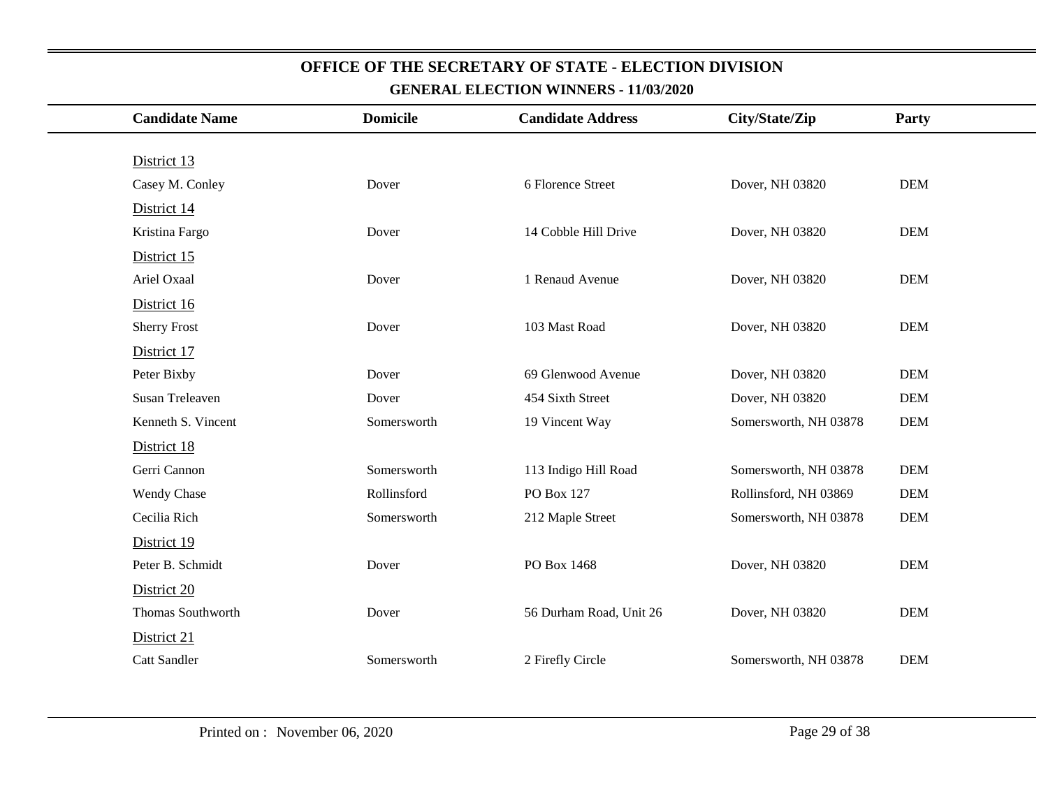## OFFICE OF THE SECRETARY OF STATE - ELECTION DIVISION

### GENERAL ELECTION WINNERS - 11/03/2020

| Candidate Name | Domicile | Candidate Address | City/State/Zip | Party |
|---|---|---|---|---|
| District 13 | | | | |
| Casey M. Conley | Dover | 6 Florence Street | Dover, NH 03820 | DEM |
| District 14 | | | | |
| Kristina Fargo | Dover | 14 Cobble Hill Drive | Dover, NH 03820 | DEM |
| District 15 | | | | |
| Ariel Oxaal | Dover | 1 Renaud Avenue | Dover, NH 03820 | DEM |
| District 16 | | | | |
| Sherry Frost | Dover | 103 Mast Road | Dover, NH 03820 | DEM |
| District 17 | | | | |
| Peter Bixby | Dover | 69 Glenwood Avenue | Dover, NH 03820 | DEM |
| Susan Treleaven | Dover | 454 Sixth Street | Dover, NH 03820 | DEM |
| Kenneth S. Vincent | Somersworth | 19 Vincent Way | Somersworth, NH 03878 | DEM |
| District 18 | | | | |
| Gerri Cannon | Somersworth | 113 Indigo Hill Road | Somersworth, NH 03878 | DEM |
| Wendy Chase | Rollinsford | PO Box 127 | Rollinsford, NH 03869 | DEM |
| Cecilia Rich | Somersworth | 212 Maple Street | Somersworth, NH 03878 | DEM |
| District 19 | | | | |
| Peter B. Schmidt | Dover | PO Box 1468 | Dover, NH 03820 | DEM |
| District 20 | | | | |
| Thomas Southworth | Dover | 56 Durham Road, Unit 26 | Dover, NH 03820 | DEM |
| District 21 | | | | |
| Catt Sandler | Somersworth | 2 Firefly Circle | Somersworth, NH 03878 | DEM |

Printed on : November 06, 2020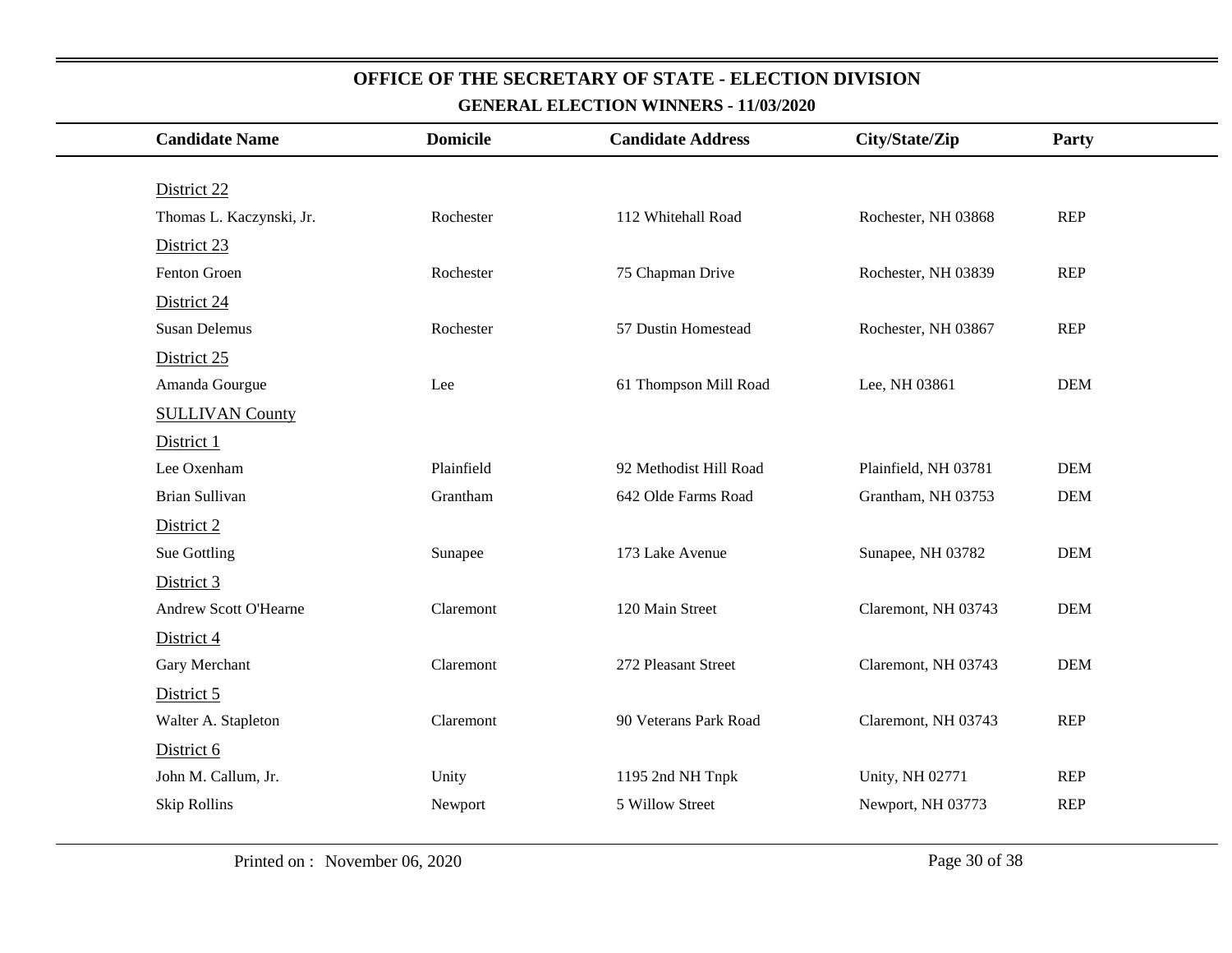# OFFICE OF THE SECRETARY OF STATE - ELECTION DIVISION

## GENERAL ELECTION WINNERS - 11/03/2020

| Candidate Name | Domicile | Candidate Address | City/State/Zip | Party |
|---|---|---|---|---|
| District 22 | | | | |
| Thomas L. Kaczynski, Jr. | Rochester | 112 Whitehall Road | Rochester, NH 03868 | REP |
| District 23 | | | | |
| Fenton Groen | Rochester | 75 Chapman Drive | Rochester, NH 03839 | REP |
| District 24 | | | | |
| Susan Delemus | Rochester | 57 Dustin Homestead | Rochester, NH 03867 | REP |
| District 25 | | | | |
| Amanda Gourgue | Lee | 61 Thompson Mill Road | Lee, NH 03861 | DEM |
| SULLIVAN County | | | | |
| District 1 | | | | |
| Lee Oxenham | Plainfield | 92 Methodist Hill Road | Plainfield, NH 03781 | DEM |
| Brian Sullivan | Grantham | 642 Olde Farms Road | Grantham, NH 03753 | DEM |
| District 2 | | | | |
| Sue Gottling | Sunapee | 173 Lake Avenue | Sunapee, NH 03782 | DEM |
| District 3 | | | | |
| Andrew Scott O'Hearne | Claremont | 120 Main Street | Claremont, NH 03743 | DEM |
| District 4 | | | | |
| Gary Merchant | Claremont | 272 Pleasant Street | Claremont, NH 03743 | DEM |
| District 5 | | | | |
| Walter A. Stapleton | Claremont | 90 Veterans Park Road | Claremont, NH 03743 | REP |
| District 6 | | | | |
| John M. Callum, Jr. | Unity | 1195 2nd NH Tnpk | Unity, NH 02771 | REP |
| Skip Rollins | Newport | 5 Willow Street | Newport, NH 03773 | REP |

Printed on : November 06, 2020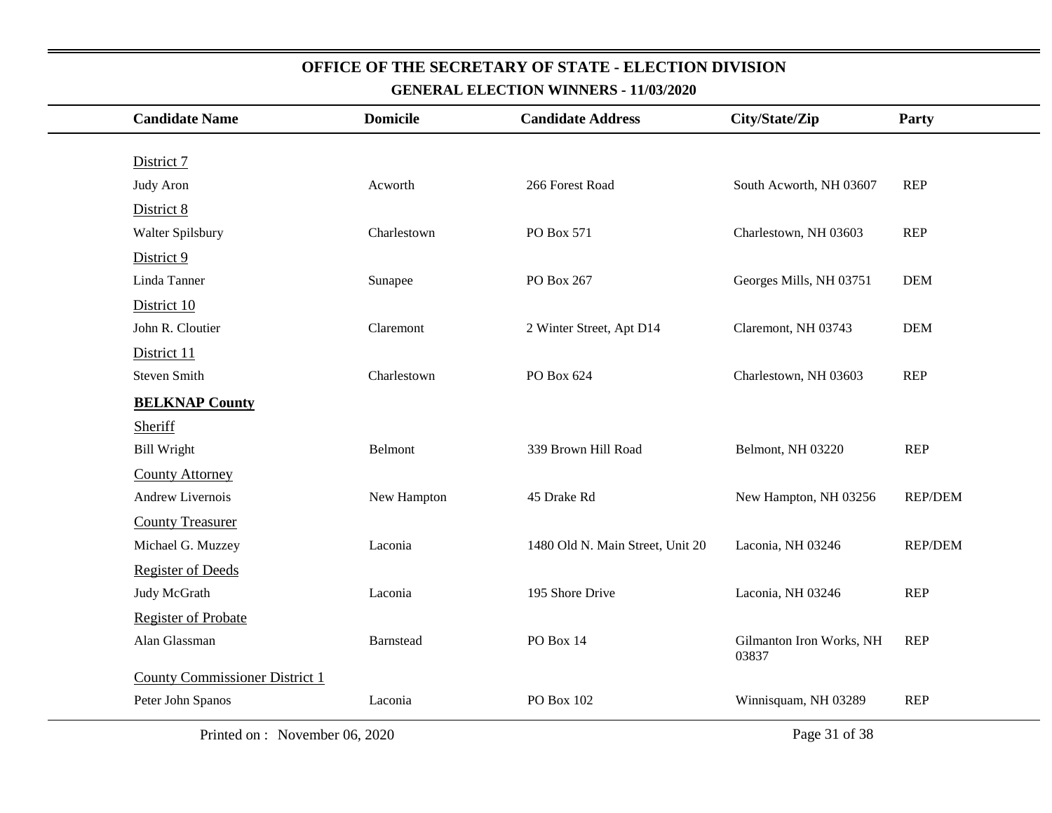# OFFICE OF THE SECRETARY OF STATE - ELECTION DIVISION

## GENERAL ELECTION WINNERS - 11/03/2020

| Candidate Name | Domicile | Candidate Address | City/State/Zip | Party |
|---|---|---|---|---|
| District 7 | | | | |
| Judy Aron | Acworth | 266 Forest Road | South Acworth, NH 03607 | REP |
| District 8 | | | | |
| Walter Spilsbury | Charlestown | PO Box 571 | Charlestown, NH 03603 | REP |
| District 9 | | | | |
| Linda Tanner | Sunapee | PO Box 267 | Georges Mills, NH 03751 | DEM |
| District 10 | | | | |
| John R. Cloutier | Claremont | 2 Winter Street, Apt D14 | Claremont, NH 03743 | DEM |
| District 11 | | | | |
| Steven Smith | Charlestown | PO Box 624 | Charlestown, NH 03603 | REP |
| **BELKNAP County** | | | | |
| Sheriff | | | | |
| Bill Wright | Belmont | 339 Brown Hill Road | Belmont, NH 03220 | REP |
| County Attorney | | | | |
| Andrew Livernois | New Hampton | 45 Drake Rd | New Hampton, NH 03256 | REP/DEM |
| County Treasurer | | | | |
| Michael G. Muzzey | Laconia | 1480 Old N. Main Street, Unit 20 | Laconia, NH 03246 | REP/DEM |
| Register of Deeds | | | | |
| Judy McGrath | Laconia | 195 Shore Drive | Laconia, NH 03246 | REP |
| Register of Probate | | | | |
| Alan Glassman | Barnstead | PO Box 14 | Gilmanton Iron Works, NH 03837 | REP |
| County Commissioner District 1 | | | | |
| Peter John Spanos | Laconia | PO Box 102 | Winnisquam, NH 03289 | REP |

Printed on : November 06, 2020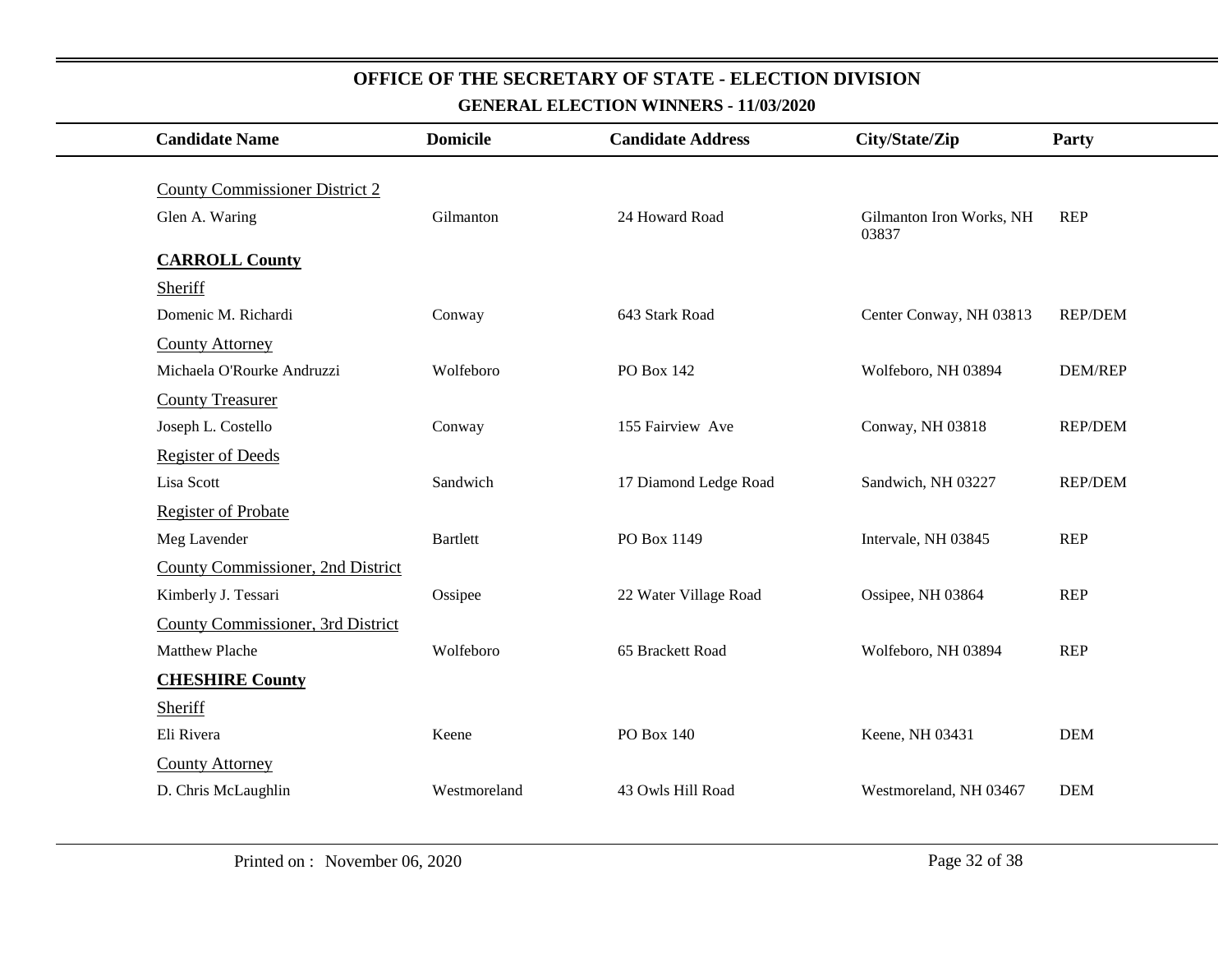# OFFICE OF THE SECRETARY OF STATE - ELECTION DIVISION

## GENERAL ELECTION WINNERS - 11/03/2020

| Candidate Name | Domicile | Candidate Address | City/State/Zip | Party |
|---|---|---|---|---|
| County Commissioner District 2 | | | | |
| Glen A. Waring | Gilmanton | 24 Howard Road | Gilmanton Iron Works, NH 03837 | REP |
| **CARROLL County** | | | | |
| Sheriff | | | | |
| Domenic M. Richardi | Conway | 643 Stark Road | Center Conway, NH 03813 | REP/DEM |
| County Attorney | | | | |
| Michaela O'Rourke Andruzzi | Wolfeboro | PO Box 142 | Wolfeboro, NH 03894 | DEM/REP |
| County Treasurer | | | | |
| Joseph L. Costello | Conway | 155 Fairview Ave | Conway, NH 03818 | REP/DEM |
| Register of Deeds | | | | |
| Lisa Scott | Sandwich | 17 Diamond Ledge Road | Sandwich, NH 03227 | REP/DEM |
| Register of Probate | | | | |
| Meg Lavender | Bartlett | PO Box 1149 | Intervale, NH 03845 | REP |
| County Commissioner, 2nd District | | | | |
| Kimberly J. Tessari | Ossipee | 22 Water Village Road | Ossipee, NH 03864 | REP |
| County Commissioner, 3rd District | | | | |
| Matthew Plache | Wolfeboro | 65 Brackett Road | Wolfeboro, NH 03894 | REP |
| **CHESHIRE County** | | | | |
| Sheriff | | | | |
| Eli Rivera | Keene | PO Box 140 | Keene, NH 03431 | DEM |
| County Attorney | | | | |
| D. Chris McLaughlin | Westmoreland | 43 Owls Hill Road | Westmoreland, NH 03467 | DEM |

Printed on : November 06, 2020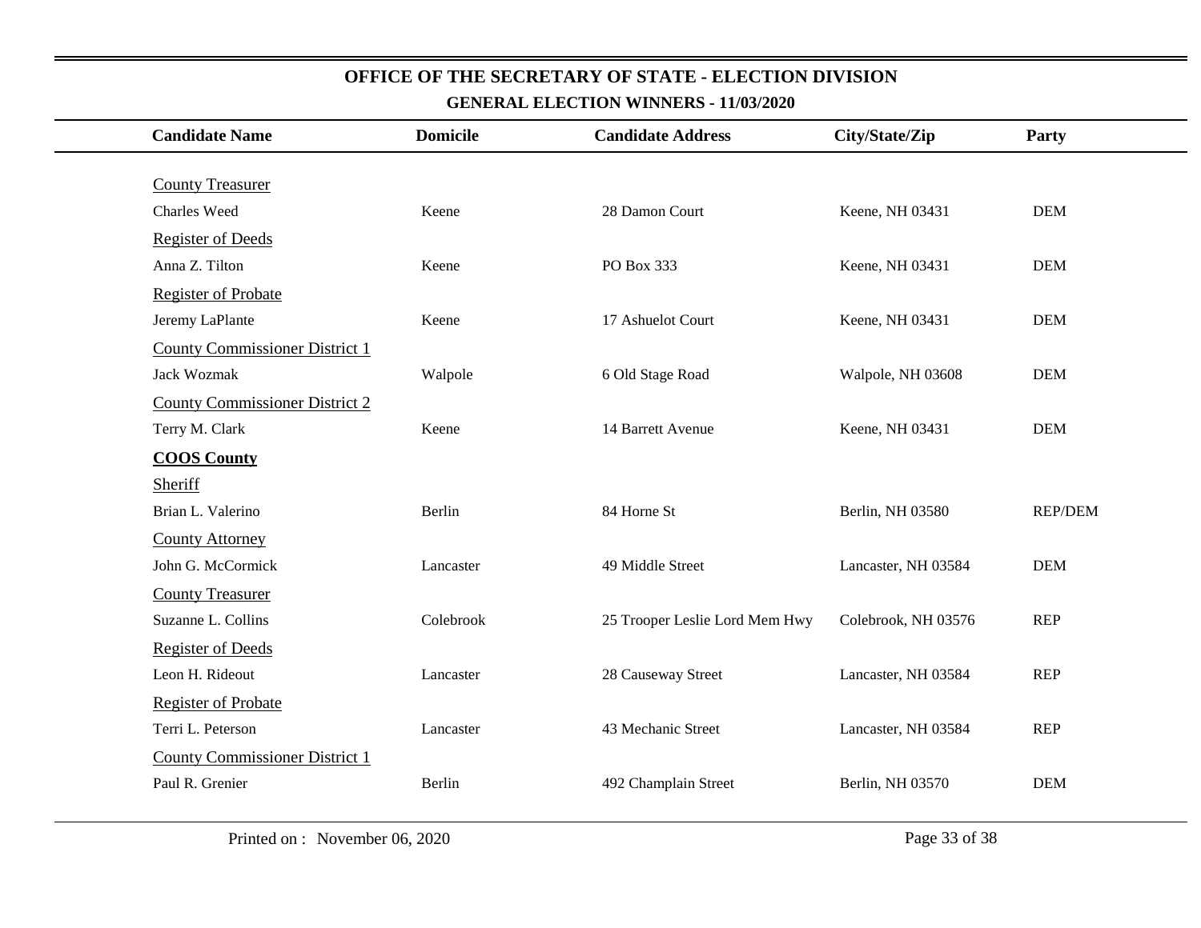## OFFICE OF THE SECRETARY OF STATE - ELECTION DIVISION

### GENERAL ELECTION WINNERS - 11/03/2020

| Candidate Name | Domicile | Candidate Address | City/State/Zip | Party |
|---|---|---|---|---|
| County Treasurer | | | | |
| Charles Weed | Keene | 28 Damon Court | Keene, NH 03431 | DEM |
| Register of Deeds | | | | |
| Anna Z. Tilton | Keene | PO Box 333 | Keene, NH 03431 | DEM |
| Register of Probate | | | | |
| Jeremy LaPlante | Keene | 17 Ashuelot Court | Keene, NH 03431 | DEM |
| County Commissioner District 1 | | | | |
| Jack Wozmak | Walpole | 6 Old Stage Road | Walpole, NH 03608 | DEM |
| County Commissioner District 2 | | | | |
| Terry M. Clark | Keene | 14 Barrett Avenue | Keene, NH 03431 | DEM |
| **COOS County** | | | | |
| Sheriff | | | | |
| Brian L. Valerino | Berlin | 84 Horne St | Berlin, NH 03580 | REP/DEM |
| County Attorney | | | | |
| John G. McCormick | Lancaster | 49 Middle Street | Lancaster, NH 03584 | DEM |
| County Treasurer | | | | |
| Suzanne L. Collins | Colebrook | 25 Trooper Leslie Lord Mem Hwy | Colebrook, NH 03576 | REP |
| Register of Deeds | | | | |
| Leon H. Rideout | Lancaster | 28 Causeway Street | Lancaster, NH 03584 | REP |
| Register of Probate | | | | |
| Terri L. Peterson | Lancaster | 43 Mechanic Street | Lancaster, NH 03584 | REP |
| County Commissioner District 1 | | | | |
| Paul R. Grenier | Berlin | 492 Champlain Street | Berlin, NH 03570 | DEM |

Printed on : November 06, 2020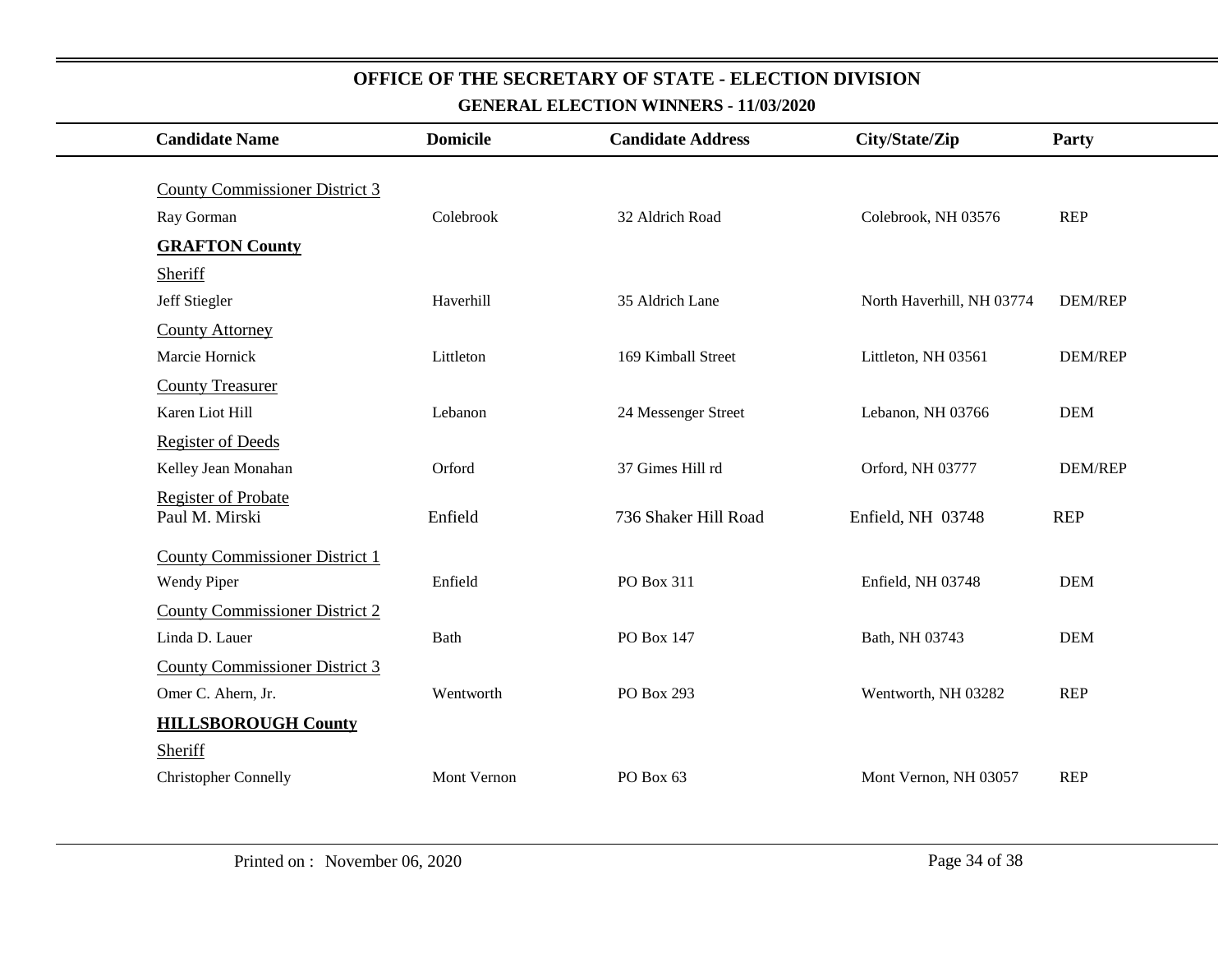# OFFICE OF THE SECRETARY OF STATE - ELECTION DIVISION

## GENERAL ELECTION WINNERS - 11/03/2020

| Candidate Name | Domicile | Candidate Address | City/State/Zip | Party |
|---|---|---|---|---|
| County Commissioner District 3 | | | | |
| Ray Gorman | Colebrook | 32 Aldrich Road | Colebrook, NH 03576 | REP |
| **GRAFTON County** | | | | |
| Sheriff | | | | |
| Jeff Stiegler | Haverhill | 35 Aldrich Lane | North Haverhill, NH 03774 | DEM/REP |
| County Attorney | | | | |
| Marcie Hornick | Littleton | 169 Kimball Street | Littleton, NH 03561 | DEM/REP |
| County Treasurer | | | | |
| Karen Liot Hill | Lebanon | 24 Messenger Street | Lebanon, NH 03766 | DEM |
| Register of Deeds | | | | |
| Kelley Jean Monahan | Orford | 37 Gimes Hill rd | Orford, NH 03777 | DEM/REP |
| Register of Probate | | | | |
| Paul M. Mirski | Enfield | 736 Shaker Hill Road | Enfield, NH 03748 | REP |
| County Commissioner District 1 | | | | |
| Wendy Piper | Enfield | PO Box 311 | Enfield, NH 03748 | DEM |
| County Commissioner District 2 | | | | |
| Linda D. Lauer | Bath | PO Box 147 | Bath, NH 03743 | DEM |
| County Commissioner District 3 | | | | |
| Omer C. Ahern, Jr. | Wentworth | PO Box 293 | Wentworth, NH 03282 | REP |
| **HILLSBOROUGH County** | | | | |
| Sheriff | | | | |
| Christopher Connelly | Mont Vernon | PO Box 63 | Mont Vernon, NH 03057 | REP |

Printed on : November 06, 2020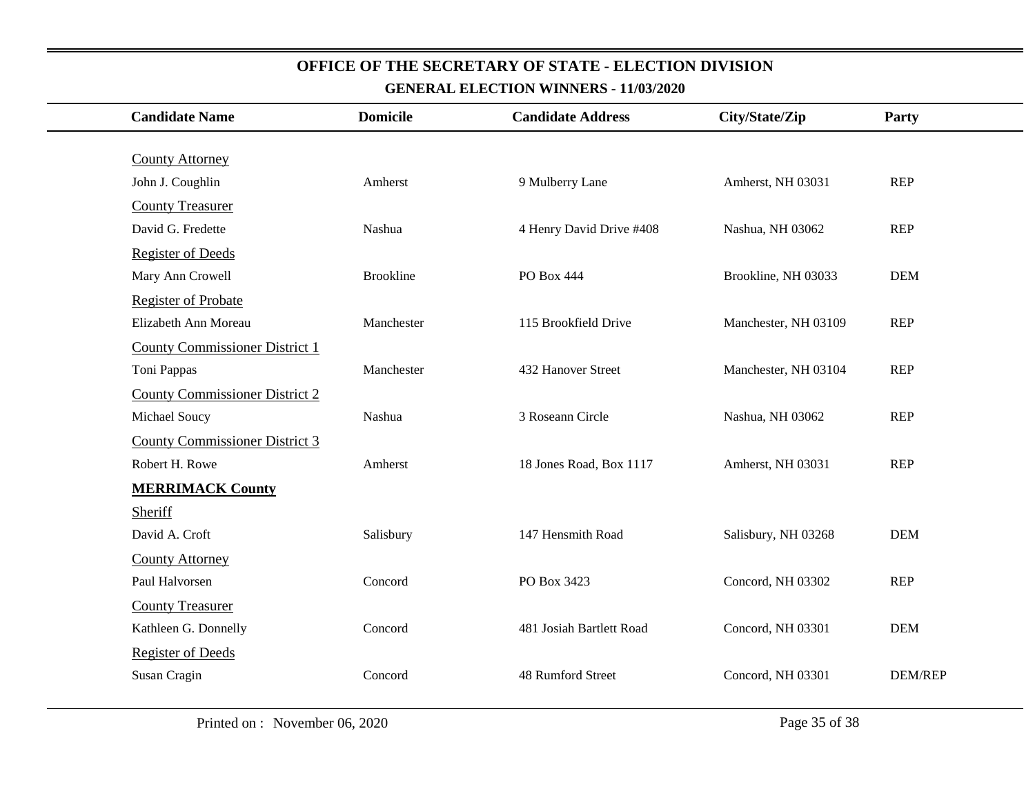## OFFICE OF THE SECRETARY OF STATE - ELECTION DIVISION

### GENERAL ELECTION WINNERS - 11/03/2020

| Candidate Name | Domicile | Candidate Address | City/State/Zip | Party |
|---|---|---|---|---|
| County Attorney | | | | |
| John J. Coughlin | Amherst | 9 Mulberry Lane | Amherst, NH 03031 | REP |
| County Treasurer | | | | |
| David G. Fredette | Nashua | 4 Henry David Drive #408 | Nashua, NH 03062 | REP |
| Register of Deeds | | | | |
| Mary Ann Crowell | Brookline | PO Box 444 | Brookline, NH 03033 | DEM |
| Register of Probate | | | | |
| Elizabeth Ann Moreau | Manchester | 115 Brookfield Drive | Manchester, NH 03109 | REP |
| County Commissioner District 1 | | | | |
| Toni Pappas | Manchester | 432 Hanover Street | Manchester, NH 03104 | REP |
| County Commissioner District 2 | | | | |
| Michael Soucy | Nashua | 3 Roseann Circle | Nashua, NH 03062 | REP |
| County Commissioner District 3 | | | | |
| Robert H. Rowe | Amherst | 18 Jones Road, Box 1117 | Amherst, NH 03031 | REP |
| **MERRIMACK County** | | | | |
| Sheriff | | | | |
| David A. Croft | Salisbury | 147 Hensmith Road | Salisbury, NH 03268 | DEM |
| County Attorney | | | | |
| Paul Halvorsen | Concord | PO Box 3423 | Concord, NH 03302 | REP |
| County Treasurer | | | | |
| Kathleen G. Donnelly | Concord | 481 Josiah Bartlett Road | Concord, NH 03301 | DEM |
| Register of Deeds | | | | |
| Susan Cragin | Concord | 48 Rumford Street | Concord, NH 03301 | DEM/REP |

Printed on : November 06, 2020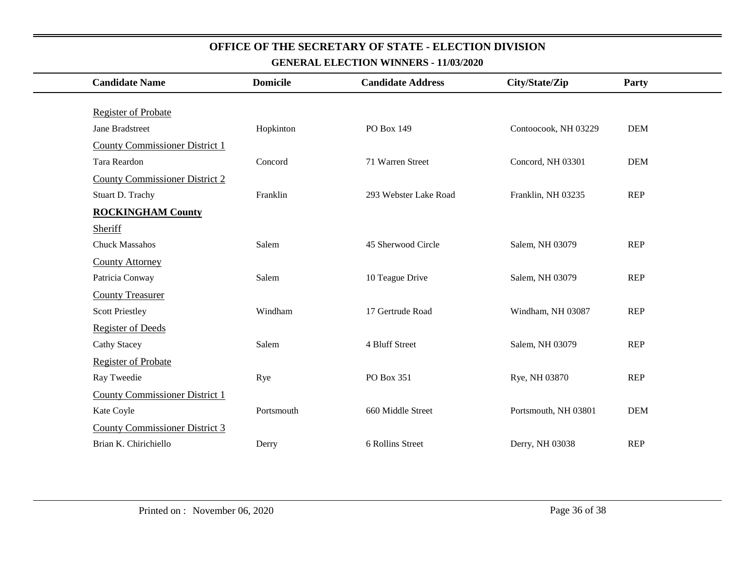# OFFICE OF THE SECRETARY OF STATE - ELECTION DIVISION

## GENERAL ELECTION WINNERS - 11/03/2020

| Candidate Name | Domicile | Candidate Address | City/State/Zip | Party |
|---|---|---|---|---|
| Register of Probate | | | | |
| Jane Bradstreet | Hopkinton | PO Box 149 | Contoocook, NH 03229 | DEM |
| County Commissioner District 1 | | | | |
| Tara Reardon | Concord | 71 Warren Street | Concord, NH 03301 | DEM |
| County Commissioner District 2 | | | | |
| Stuart D. Trachy | Franklin | 293 Webster Lake Road | Franklin, NH 03235 | REP |
| **ROCKINGHAM County** | | | | |
| Sheriff | | | | |
| Chuck Massahos | Salem | 45 Sherwood Circle | Salem, NH 03079 | REP |
| County Attorney | | | | |
| Patricia Conway | Salem | 10 Teague Drive | Salem, NH 03079 | REP |
| County Treasurer | | | | |
| Scott Priestley | Windham | 17 Gertrude Road | Windham, NH 03087 | REP |
| Register of Deeds | | | | |
| Cathy Stacey | Salem | 4 Bluff Street | Salem, NH 03079 | REP |
| Register of Probate | | | | |
| Ray Tweedie | Rye | PO Box 351 | Rye, NH 03870 | REP |
| County Commissioner District 1 | | | | |
| Kate Coyle | Portsmouth | 660 Middle Street | Portsmouth, NH 03801 | DEM |
| County Commissioner District 3 | | | | |
| Brian K. Chirichiello | Derry | 6 Rollins Street | Derry, NH 03038 | REP |

Printed on : November 06, 2020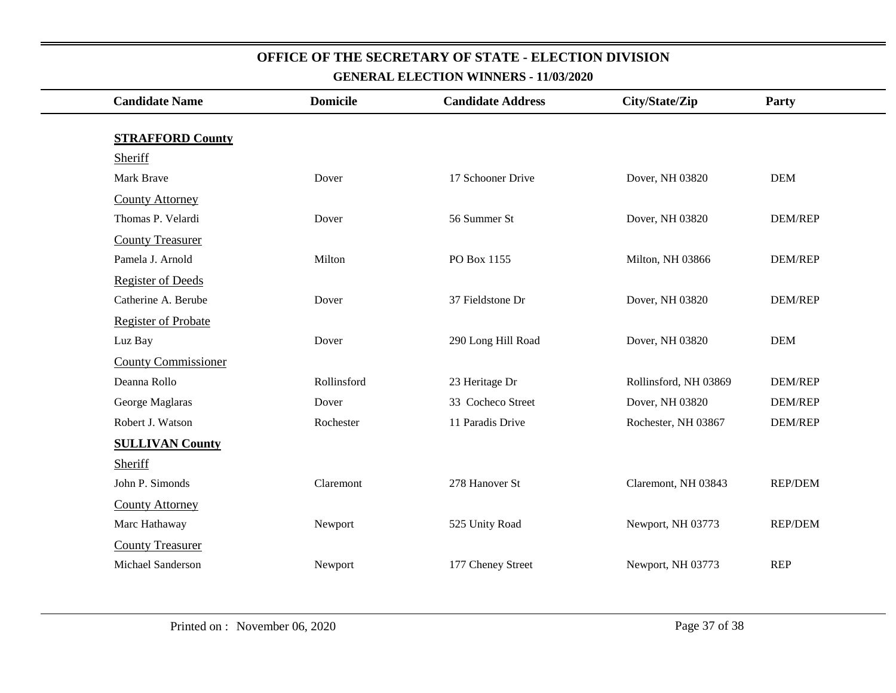# OFFICE OF THE SECRETARY OF STATE - ELECTION DIVISION

## GENERAL ELECTION WINNERS - 11/03/2020

| Candidate Name | Domicile | Candidate Address | City/State/Zip | Party |
|---|---|---|---|---|
| **STRAFFORD County** | | | | |
| Sheriff | | | | |
| Mark Brave | Dover | 17 Schooner Drive | Dover, NH 03820 | DEM |
| County Attorney | | | | |
| Thomas P. Velardi | Dover | 56 Summer St | Dover, NH 03820 | DEM/REP |
| County Treasurer | | | | |
| Pamela J. Arnold | Milton | PO Box 1155 | Milton, NH 03866 | DEM/REP |
| Register of Deeds | | | | |
| Catherine A. Berube | Dover | 37 Fieldstone Dr | Dover, NH 03820 | DEM/REP |
| Register of Probate | | | | |
| Luz Bay | Dover | 290 Long Hill Road | Dover, NH 03820 | DEM |
| County Commissioner | | | | |
| Deanna Rollo | Rollinsford | 23 Heritage Dr | Rollinsford, NH 03869 | DEM/REP |
| George Maglaras | Dover | 33 Cocheco Street | Dover, NH 03820 | DEM/REP |
| Robert J. Watson | Rochester | 11 Paradis Drive | Rochester, NH 03867 | DEM/REP |
| **SULLIVAN County** | | | | |
| Sheriff | | | | |
| John P. Simonds | Claremont | 278 Hanover St | Claremont, NH 03843 | REP/DEM |
| County Attorney | | | | |
| Marc Hathaway | Newport | 525 Unity Road | Newport, NH 03773 | REP/DEM |
| County Treasurer | | | | |
| Michael Sanderson | Newport | 177 Cheney Street | Newport, NH 03773 | REP |

Printed on : November 06, 2020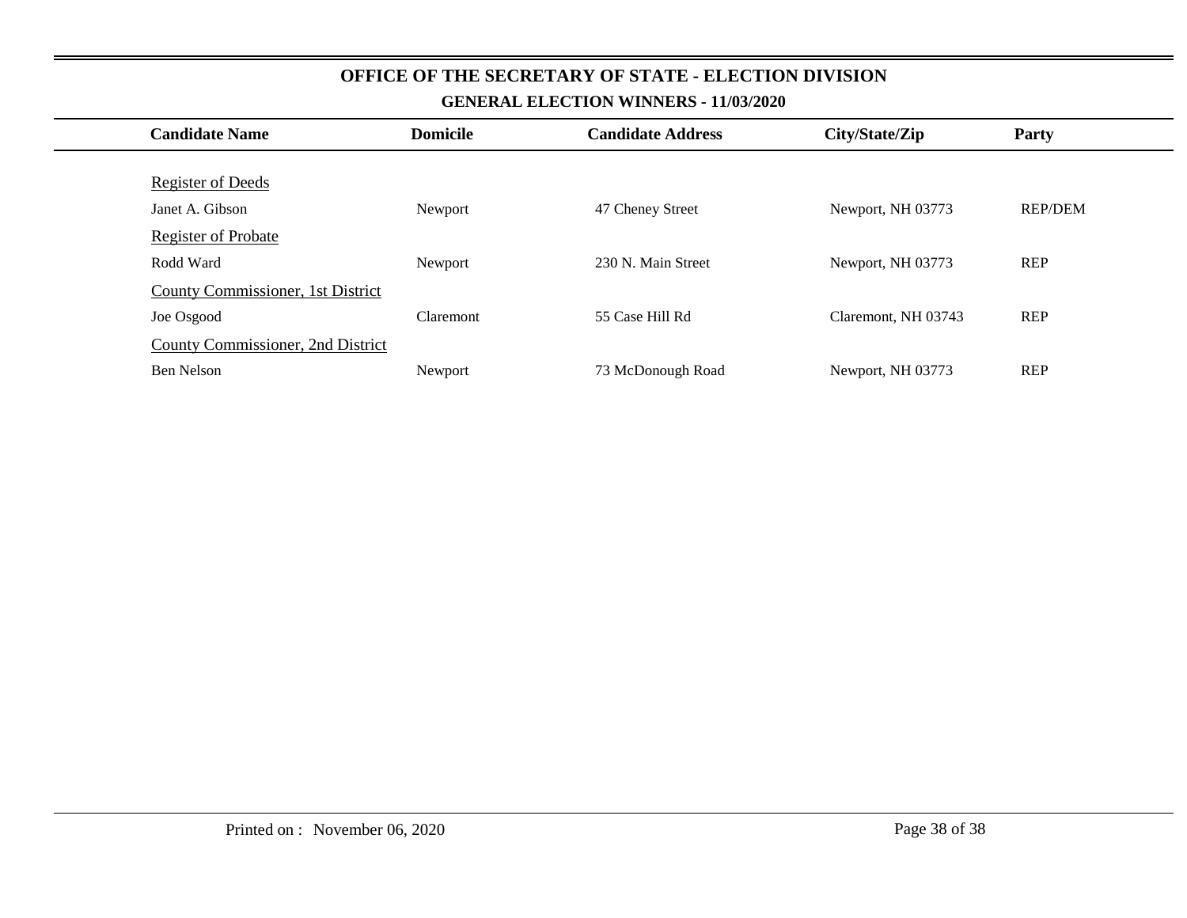## OFFICE OF THE SECRETARY OF STATE - ELECTION DIVISION

### GENERAL ELECTION WINNERS - 11/03/2020

| Candidate Name | Domicile | Candidate Address | City/State/Zip | Party |
|---|---|---|---|---|
| Register of Deeds | | | | |
| Janet A. Gibson | Newport | 47 Cheney Street | Newport, NH 03773 | REP/DEM |
| Register of Probate | | | | |
| Rodd Ward | Newport | 230 N. Main Street | Newport, NH 03773 | REP |
| County Commissioner, 1st District | | | | |
| Joe Osgood | Claremont | 55 Case Hill Rd | Claremont, NH 03743 | REP |
| County Commissioner, 2nd District | | | | |
| Ben Nelson | Newport | 73 McDonough Road | Newport, NH 03773 | REP |

Printed on : November 06, 2020